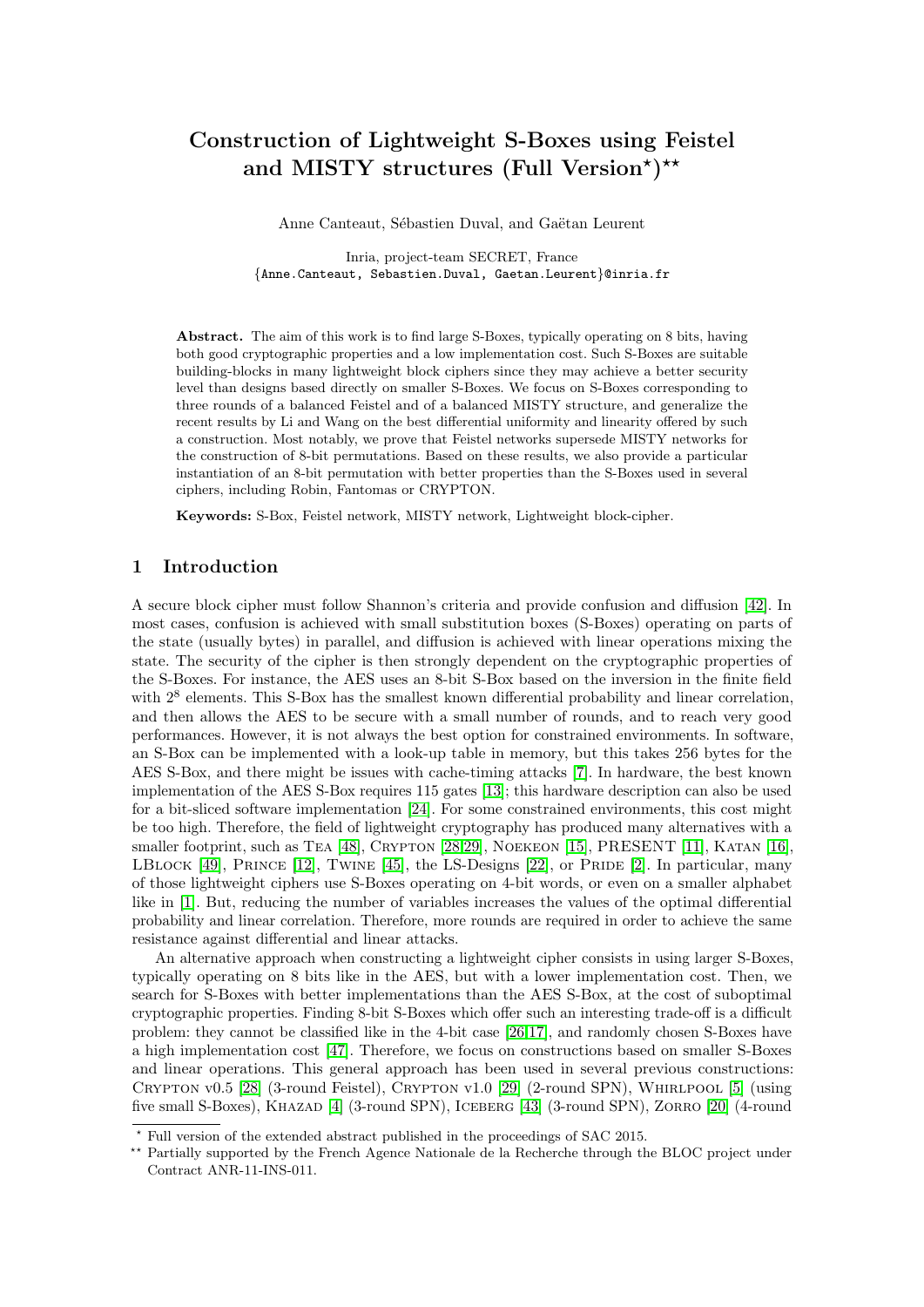# Construction of Lightweight S-Boxes using Feistel and MISTY structures (Full Version*)**

Anne Canteaut, Sébastien Duval, and Gaëtan Leurent

Inria, project-team SECRET, France
{Anne.Canteaut, Sebastien.Duval, Gaetan.Leurent}@inria.fr

**Abstract.** The aim of this work is to find large S-Boxes, typically operating on 8 bits, having both good cryptographic properties and a low implementation cost. Such S-Boxes are suitable building-blocks in many lightweight block ciphers since they may achieve a better security level than designs based directly on smaller S-Boxes. We focus on S-Boxes corresponding to three rounds of a balanced Feistel and of a balanced MISTY structure, and generalize the recent results by Li and Wang on the best differential uniformity and linearity offered by such a construction. Most notably, we prove that Feistel networks supersede MISTY networks for the construction of 8-bit permutations. Based on these results, we also provide a particular instantiation of an 8-bit permutation with better properties than the S-Boxes used in several ciphers, including Robin, Fantomas or CRYPTON.

**Keywords:** S-Box, Feistel network, MISTY network, Lightweight block-cipher.

## 1 Introduction

A secure block cipher must follow Shannon's criteria and provide confusion and diffusion [42]. In most cases, confusion is achieved with small substitution boxes (S-Boxes) operating on parts of the state (usually bytes) in parallel, and diffusion is achieved with linear operations mixing the state. The security of the cipher is then strongly dependent on the cryptographic properties of the S-Boxes. For instance, the AES uses an 8-bit S-Box based on the inversion in the finite field with $2^8$ elements. This S-Box has the smallest known differential probability and linear correlation, and then allows the AES to be secure with a small number of rounds, and to reach very good performances. However, it is not always the best option for constrained environments. In software, an S-Box can be implemented with a look-up table in memory, but this takes 256 bytes for the AES S-Box, and there might be issues with cache-timing attacks [7]. In hardware, the best known implementation of the AES S-Box requires 115 gates [13]; this hardware description can also be used for a bit-sliced software implementation [24]. For some constrained environments, this cost might be too high. Therefore, the field of lightweight cryptography has produced many alternatives with a smaller footprint, such as Tea [48], Crypton [28,29], Noekeon [15], PRESENT [11], Katan [16], LBlock [49], Prince [12], Twine [45], the LS-Designs [22], or Pride [2]. In particular, many of those lightweight ciphers use S-Boxes operating on 4-bit words, or even on a smaller alphabet like in [1]. But, reducing the number of variables increases the values of the optimal differential probability and linear correlation. Therefore, more rounds are required in order to achieve the same resistance against differential and linear attacks.

An alternative approach when constructing a lightweight cipher consists in using larger S-Boxes, typically operating on 8 bits like in the AES, but with a lower implementation cost. Then, we search for S-Boxes with better implementations than the AES S-Box, at the cost of suboptimal cryptographic properties. Finding 8-bit S-Boxes which offer such an interesting trade-off is a difficult problem: they cannot be classified like in the 4-bit case [26,17], and randomly chosen S-Boxes have a high implementation cost [47]. Therefore, we focus on constructions based on smaller S-Boxes and linear operations. This general approach has been used in several previous constructions: Crypton v0.5 [28] (3-round Feistel), Crypton v1.0 [29] (2-round SPN), Whirlpool [5] (using five small S-Boxes), Khazad [4] (3-round SPN), Iceberg [43] (3-round SPN), Zorro [20] (4-round

* Full version of the extended abstract published in the proceedings of SAC 2015.

** Partially supported by the French Agence Nationale de la Recherche through the BLOC project under Contract ANR-11-INS-011.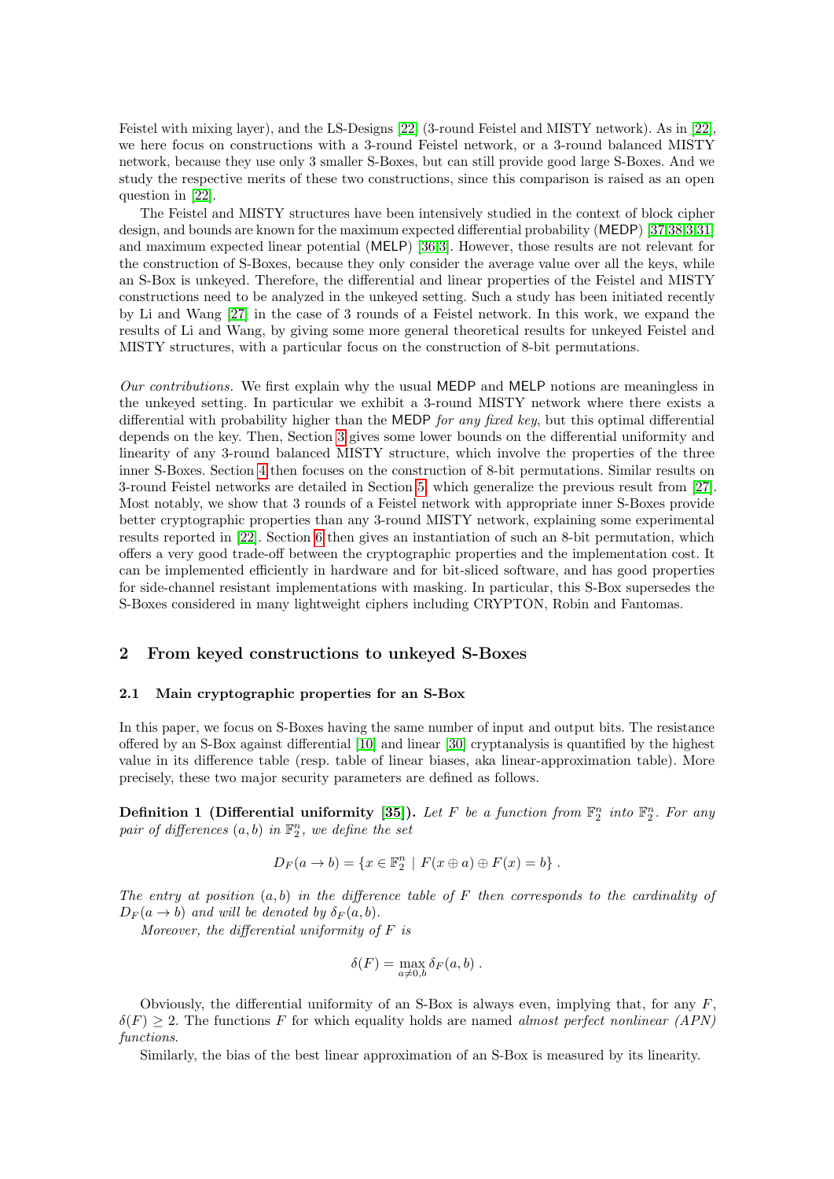Feistel with mixing layer), and the LS-Designs [22] (3-round Feistel and MISTY network). As in [22], we here focus on constructions with a 3-round Feistel network, or a 3-round balanced MISTY network, because they use only 3 smaller S-Boxes, but can still provide good large S-Boxes. And we study the respective merits of these two constructions, since this comparison is raised as an open question in [22].

The Feistel and MISTY structures have been intensively studied in the context of block cipher design, and bounds are known for the maximum expected differential probability (MEDP) [37,38,3,31] and maximum expected linear potential (MELP) [36,3]. However, those results are not relevant for the construction of S-Boxes, because they only consider the average value over all the keys, while an S-Box is unkeyed. Therefore, the differential and linear properties of the Feistel and MISTY constructions need to be analyzed in the unkeyed setting. Such a study has been initiated recently by Li and Wang [27] in the case of 3 rounds of a Feistel network. In this work, we expand the results of Li and Wang, by giving some more general theoretical results for unkeyed Feistel and MISTY structures, with a particular focus on the construction of 8-bit permutations.

*Our contributions.* We first explain why the usual MEDP and MELP notions are meaningless in the unkeyed setting. In particular we exhibit a 3-round MISTY network where there exists a differential with probability higher than the MEDP *for any fixed key*, but this optimal differential depends on the key. Then, Section 3 gives some lower bounds on the differential uniformity and linearity of any 3-round balanced MISTY structure, which involve the properties of the three inner S-Boxes. Section 4 then focuses on the construction of 8-bit permutations. Similar results on 3-round Feistel networks are detailed in Section 5, which generalize the previous result from [27]. Most notably, we show that 3 rounds of a Feistel network with appropriate inner S-Boxes provide better cryptographic properties than any 3-round MISTY network, explaining some experimental results reported in [22]. Section 6 then gives an instantiation of such an 8-bit permutation, which offers a very good trade-off between the cryptographic properties and the implementation cost. It can be implemented efficiently in hardware and for bit-sliced software, and has good properties for side-channel resistant implementations with masking. In particular, this S-Box supersedes the S-Boxes considered in many lightweight ciphers including CRYPTON, Robin and Fantomas.

## 2 From keyed constructions to unkeyed S-Boxes

### 2.1 Main cryptographic properties for an S-Box

In this paper, we focus on S-Boxes having the same number of input and output bits. The resistance offered by an S-Box against differential [10] and linear [30] cryptanalysis is quantified by the highest value in its difference table (resp. table of linear biases, aka linear-approximation table). More precisely, these two major security parameters are defined as follows.

**Definition 1 (Differential uniformity [35]).** *Let $F$ be a function from $\mathbb{F}_2^n$ into $\mathbb{F}_2^n$. For any pair of differences $(a, b)$ in $\mathbb{F}_2^n$, we define the set*

$$D_F(a \to b) = \{x \in \mathbb{F}_2^n \mid F(x \oplus a) \oplus F(x) = b\} .$$

*The entry at position $(a, b)$ in the difference table of $F$ then corresponds to the cardinality of $D_F(a \to b)$ and will be denoted by $\delta_F(a, b)$.*

*Moreover, the differential uniformity of $F$ is*

$$\delta(F) = \max_{a \neq 0, b} \delta_F(a, b) .$$

Obviously, the differential uniformity of an S-Box is always even, implying that, for any $F$, $\delta(F) \geq 2$. The functions $F$ for which equality holds are named *almost perfect nonlinear (APN) functions*.

Similarly, the bias of the best linear approximation of an S-Box is measured by its linearity.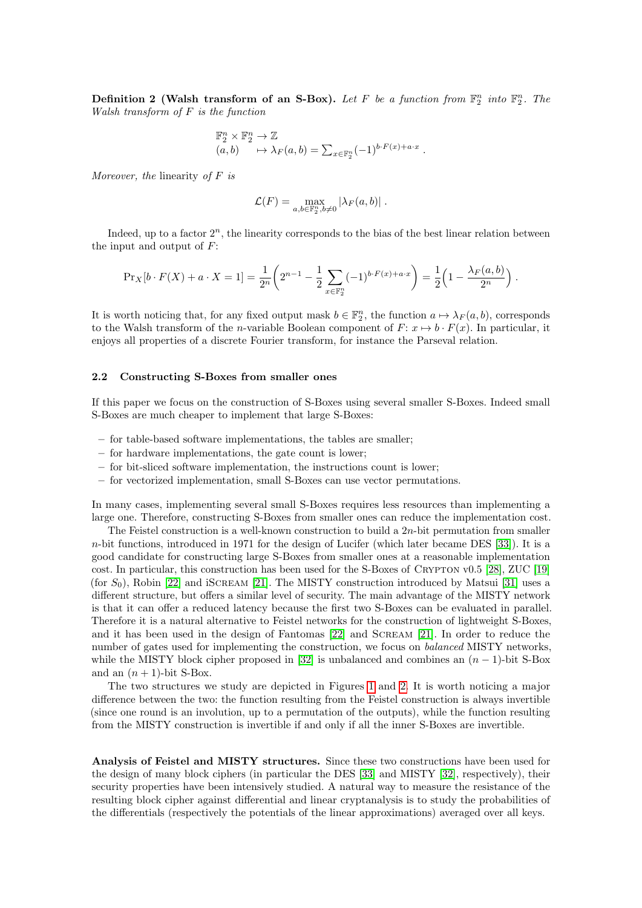**Definition 2 (Walsh transform of an S-Box).** *Let $F$ be a function from $\mathbb{F}_2^n$ into $\mathbb{F}_2^n$. The Walsh transform of $F$ is the function*

$$
\begin{array}{l}
\mathbb{F}_2^n \times \mathbb{F}_2^n \to \mathbb{Z} \\
(a, b) \quad \mapsto \lambda_F(a, b) = \sum_{x \in \mathbb{F}_2^n} (-1)^{b \cdot F(x) + a \cdot x} .
\end{array}
$$

*Moreover, the* linearity *of $F$ is*

$$
\mathcal{L}(F) = \max_{a,b \in \mathbb{F}_2^n, b \neq 0} |\lambda_F(a, b)| .
$$

Indeed, up to a factor $2^n$, the linearity corresponds to the bias of the best linear relation between the input and output of $F$:

$$
\Pr_X[b \cdot F(X) + a \cdot X = 1] = \frac{1}{2^n}\left(2^{n-1} - \frac{1}{2}\sum_{x \in \mathbb{F}_2^n} (-1)^{b \cdot F(x) + a \cdot x}\right) = \frac{1}{2}\left(1 - \frac{\lambda_F(a, b)}{2^n}\right) .
$$

It is worth noticing that, for any fixed output mask $b \in \mathbb{F}_2^n$, the function $a \mapsto \lambda_F(a, b)$, corresponds to the Walsh transform of the $n$-variable Boolean component of $F$: $x \mapsto b \cdot F(x)$. In particular, it enjoys all properties of a discrete Fourier transform, for instance the Parseval relation.

### 2.2 Constructing S-Boxes from smaller ones

If this paper we focus on the construction of S-Boxes using several smaller S-Boxes. Indeed small S-Boxes are much cheaper to implement that large S-Boxes:

- for table-based software implementations, the tables are smaller;
- for hardware implementations, the gate count is lower;
- for bit-sliced software implementation, the instructions count is lower;
- for vectorized implementation, small S-Boxes can use vector permutations.

In many cases, implementing several small S-Boxes requires less resources than implementing a large one. Therefore, constructing S-Boxes from smaller ones can reduce the implementation cost.

The Feistel construction is a well-known construction to build a $2n$-bit permutation from smaller $n$-bit functions, introduced in 1971 for the design of Lucifer (which later became DES [33]). It is a good candidate for constructing large S-Boxes from smaller ones at a reasonable implementation cost. In particular, this construction has been used for the S-Boxes of Crypton v0.5 [28], ZUC [19] (for $S_0$), Robin [22] and iScream [21]. The MISTY construction introduced by Matsui [31] uses a different structure, but offers a similar level of security. The main advantage of the MISTY network is that it can offer a reduced latency because the first two S-Boxes can be evaluated in parallel. Therefore it is a natural alternative to Feistel networks for the construction of lightweight S-Boxes, and it has been used in the design of Fantomas [22] and Scream [21]. In order to reduce the number of gates used for implementing the construction, we focus on *balanced* MISTY networks, while the MISTY block cipher proposed in [32] is unbalanced and combines an $(n-1)$-bit S-Box and an $(n+1)$-bit S-Box.

The two structures we study are depicted in Figures 1 and 2. It is worth noticing a major difference between the two: the function resulting from the Feistel construction is always invertible (since one round is an involution, up to a permutation of the outputs), while the function resulting from the MISTY construction is invertible if and only if all the inner S-Boxes are invertible.

**Analysis of Feistel and MISTY structures.** Since these two constructions have been used for the design of many block ciphers (in particular the DES [33] and MISTY [32], respectively), their security properties have been intensively studied. A natural way to measure the resistance of the resulting block cipher against differential and linear cryptanalysis is to study the probabilities of the differentials (respectively the potentials of the linear approximations) averaged over all keys.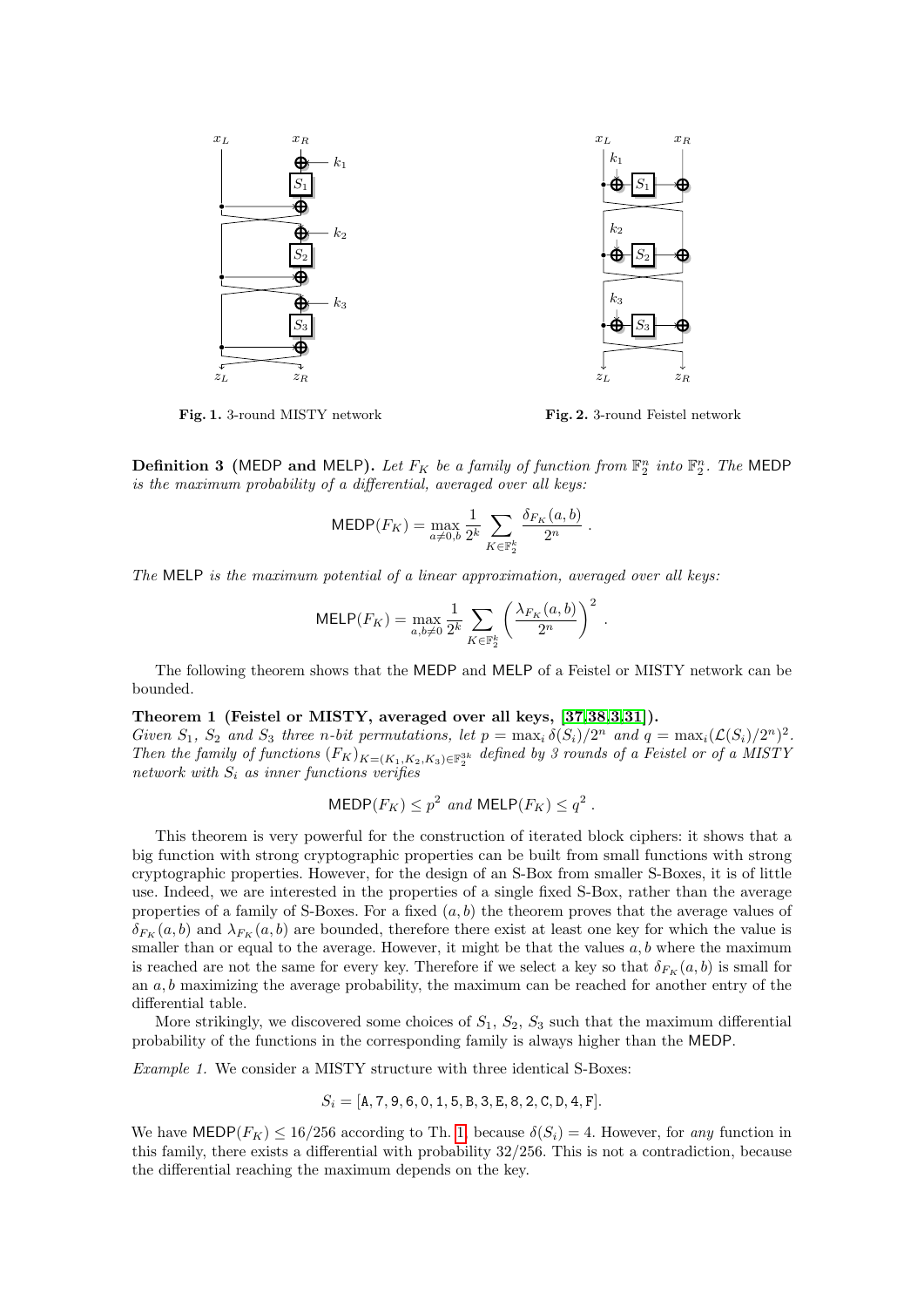**Fig. 1.** 3-round MISTY network

**Fig. 2.** 3-round Feistel network

**Definition 3 (MEDP and MELP).** *Let $F_K$ be a family of function from $\mathbb{F}_2^n$ into $\mathbb{F}_2^n$. The* MEDP *is the maximum probability of a differential, averaged over all keys:*

$$\mathsf{MEDP}(F_K) = \max_{a \neq 0, b} \frac{1}{2^k} \sum_{K \in \mathbb{F}_2^k} \frac{\delta_{F_K}(a,b)}{2^n} .$$

*The* MELP *is the maximum potential of a linear approximation, averaged over all keys:*

$$\mathsf{MELP}(F_K) = \max_{a, b \neq 0} \frac{1}{2^k} \sum_{K \in \mathbb{F}_2^k} \left( \frac{\lambda_{F_K}(a,b)}{2^n} \right)^2 .$$

The following theorem shows that the MEDP and MELP of a Feistel or MISTY network can be bounded.

**Theorem 1 (Feistel or MISTY, averaged over all keys, [37,38,3,31]).** *Given $S_1$, $S_2$ and $S_3$ three n-bit permutations, let $p = \max_i \delta(S_i)/2^n$ and $q = \max_i (\mathcal{L}(S_i)/2^n)^2$. Then the family of functions $(F_K)_{K=(K_1,K_2,K_3) \in \mathbb{F}_2^{3k}}$ defined by 3 rounds of a Feistel or of a MISTY network with $S_i$ as inner functions verifies*

$$\mathsf{MEDP}(F_K) \leq p^2 \text{ and } \mathsf{MELP}(F_K) \leq q^2 .$$

This theorem is very powerful for the construction of iterated block ciphers: it shows that a big function with strong cryptographic properties can be built from small functions with strong cryptographic properties. However, for the design of an S-Box from smaller S-Boxes, it is of little use. Indeed, we are interested in the properties of a single fixed S-Box, rather than the average properties of a family of S-Boxes. For a fixed $(a,b)$ the theorem proves that the average values of $\delta_{F_K}(a,b)$ and $\lambda_{F_K}(a,b)$ are bounded, therefore there exist at least one key for which the value is smaller than or equal to the average. However, it might be that the values $a, b$ where the maximum is reached are not the same for every key. Therefore if we select a key so that $\delta_{F_K}(a,b)$ is small for an $a, b$ maximizing the average probability, the maximum can be reached for another entry of the differential table.

More strikingly, we discovered some choices of $S_1$, $S_2$, $S_3$ such that the maximum differential probability of the functions in the corresponding family is always higher than the MEDP.

*Example 1.* We consider a MISTY structure with three identical S-Boxes:

$$S_i = [\mathtt{A}, 7, 9, 6, 0, 1, 5, \mathtt{B}, 3, \mathtt{E}, 8, 2, \mathtt{C}, \mathtt{D}, 4, \mathtt{F}].$$

We have $\mathsf{MEDP}(F_K) \leq 16/256$ according to Th. 1, because $\delta(S_i) = 4$. However, for *any* function in this family, there exists a differential with probability $32/256$. This is not a contradiction, because the differential reaching the maximum depends on the key.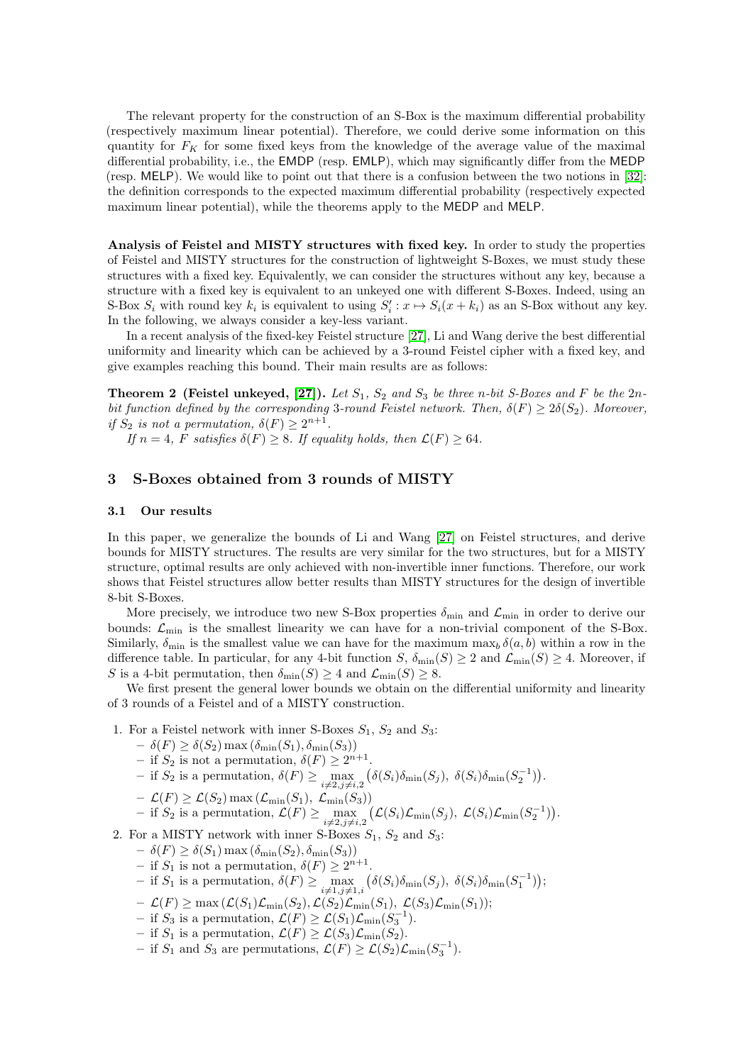The relevant property for the construction of an S-Box is the maximum differential probability (respectively maximum linear potential). Therefore, we could derive some information on this quantity for $F_K$ for some fixed keys from the knowledge of the average value of the maximal differential probability, i.e., the EMDP (resp. EMLP), which may significantly differ from the MEDP (resp. MELP). We would like to point out that there is a confusion between the two notions in [32]: the definition corresponds to the expected maximum differential probability (respectively expected maximum linear potential), while the theorems apply to the MEDP and MELP.

**Analysis of Feistel and MISTY structures with fixed key.** In order to study the properties of Feistel and MISTY structures for the construction of lightweight S-Boxes, we must study these structures with a fixed key. Equivalently, we can consider the structures without any key, because a structure with a fixed key is equivalent to an unkeyed one with different S-Boxes. Indeed, using an S-Box $S_i$ with round key $k_i$ is equivalent to using $S'_i : x \mapsto S_i(x + k_i)$ as an S-Box without any key. In the following, we always consider a key-less variant.

In a recent analysis of the fixed-key Feistel structure [27], Li and Wang derive the best differential uniformity and linearity which can be achieved by a 3-round Feistel cipher with a fixed key, and give examples reaching this bound. Their main results are as follows:

**Theorem 2 (Feistel unkeyed, [27]).** *Let $S_1$, $S_2$ and $S_3$ be three $n$-bit S-Boxes and $F$ be the $2n$-bit function defined by the corresponding 3-round Feistel network. Then, $\delta(F) \geq 2\delta(S_2)$. Moreover, if $S_2$ is not a permutation, $\delta(F) \geq 2^{n+1}$.*

*If $n = 4$, $F$ satisfies $\delta(F) \geq 8$. If equality holds, then $\mathcal{L}(F) \geq 64$.*

## 3 S-Boxes obtained from 3 rounds of MISTY

### 3.1 Our results

In this paper, we generalize the bounds of Li and Wang [27] on Feistel structures, and derive bounds for MISTY structures. The results are very similar for the two structures, but for a MISTY structure, optimal results are only achieved with non-invertible inner functions. Therefore, our work shows that Feistel structures allow better results than MISTY structures for the design of invertible 8-bit S-Boxes.

More precisely, we introduce two new S-Box properties $\delta_{\min}$ and $\mathcal{L}_{\min}$ in order to derive our bounds: $\mathcal{L}_{\min}$ is the smallest linearity we can have for a non-trivial component of the S-Box. Similarly, $\delta_{\min}$ is the smallest value we can have for the maximum $\max_b \delta(a, b)$ within a row in the difference table. In particular, for any 4-bit function $S$, $\delta_{\min}(S) \geq 2$ and $\mathcal{L}_{\min}(S) \geq 4$. Moreover, if $S$ is a 4-bit permutation, then $\delta_{\min}(S) \geq 4$ and $\mathcal{L}_{\min}(S) \geq 8$.

We first present the general lower bounds we obtain on the differential uniformity and linearity of 3 rounds of a Feistel and of a MISTY construction.

1. For a Feistel network with inner S-Boxes $S_1$, $S_2$ and $S_3$:
   - $\delta(F) \geq \delta(S_2) \max(\delta_{\min}(S_1), \delta_{\min}(S_3))$
   - if $S_2$ is not a permutation, $\delta(F) \geq 2^{n+1}$.
   - if $S_2$ is a permutation, $\delta(F) \geq \max\limits_{i \neq 2, j \neq i, 2} \left(\delta(S_i)\delta_{\min}(S_j),\ \delta(S_i)\delta_{\min}(S_2^{-1})\right)$.
   - $\mathcal{L}(F) \geq \mathcal{L}(S_2) \max(\mathcal{L}_{\min}(S_1),\ \mathcal{L}_{\min}(S_3))$
   - if $S_2$ is a permutation, $\mathcal{L}(F) \geq \max\limits_{i \neq 2, j \neq i, 2} \left(\mathcal{L}(S_i)\mathcal{L}_{\min}(S_j),\ \mathcal{L}(S_i)\mathcal{L}_{\min}(S_2^{-1})\right)$.
2. For a MISTY network with inner S-Boxes $S_1$, $S_2$ and $S_3$:
   - $\delta(F) \geq \delta(S_1) \max(\delta_{\min}(S_2), \delta_{\min}(S_3))$
   - if $S_1$ is not a permutation, $\delta(F) \geq 2^{n+1}$.
   - if $S_1$ is a permutation, $\delta(F) \geq \max\limits_{i \neq 1, j \neq 1, i} \left(\delta(S_i)\delta_{\min}(S_j),\ \delta(S_i)\delta_{\min}(S_1^{-1})\right)$;
   - $\mathcal{L}(F) \geq \max(\mathcal{L}(S_1)\mathcal{L}_{\min}(S_2), \mathcal{L}(S_2)\mathcal{L}_{\min}(S_1),\ \mathcal{L}(S_3)\mathcal{L}_{\min}(S_1))$;
   - if $S_3$ is a permutation, $\mathcal{L}(F) \geq \mathcal{L}(S_1)\mathcal{L}_{\min}(S_3^{-1})$.
   - if $S_1$ is a permutation, $\mathcal{L}(F) \geq \mathcal{L}(S_3)\mathcal{L}_{\min}(S_2)$.
   - if $S_1$ and $S_3$ are permutations, $\mathcal{L}(F) \geq \mathcal{L}(S_2)\mathcal{L}_{\min}(S_3^{-1})$.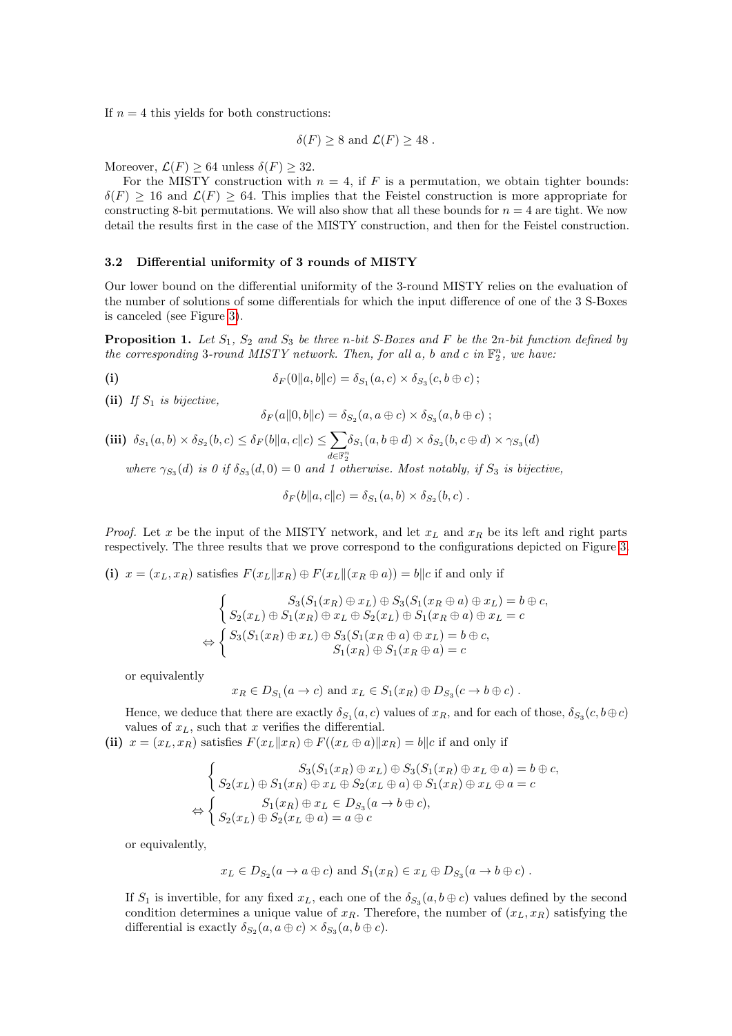If $n = 4$ this yields for both constructions:

$$\delta(F) \geq 8 \text{ and } \mathcal{L}(F) \geq 48 \; .$$

Moreover, $\mathcal{L}(F) \geq 64$ unless $\delta(F) \geq 32$.

For the MISTY construction with $n = 4$, if $F$ is a permutation, we obtain tighter bounds: $\delta(F) \geq 16$ and $\mathcal{L}(F) \geq 64$. This implies that the Feistel construction is more appropriate for constructing 8-bit permutations. We will also show that all these bounds for $n = 4$ are tight. We now detail the results first in the case of the MISTY construction, and then for the Feistel construction.

### 3.2 Differential uniformity of 3 rounds of MISTY

Our lower bound on the differential uniformity of the 3-round MISTY relies on the evaluation of the number of solutions of some differentials for which the input difference of one of the 3 S-Boxes is canceled (see Figure 3).

**Proposition 1.** *Let $S_1$, $S_2$ and $S_3$ be three $n$-bit S-Boxes and $F$ be the $2n$-bit function defined by the corresponding 3-round MISTY network. Then, for all $a$, $b$ and $c$ in $\mathbb{F}_2^n$, we have:*

**(i)** $$\delta_F(0\|a, b\|c) = \delta_{S_1}(a, c) \times \delta_{S_3}(c, b \oplus c) \; ;$$

**(ii)** *If $S_1$ is bijective,*
$$\delta_F(a\|0, b\|c) = \delta_{S_2}(a, a \oplus c) \times \delta_{S_3}(a, b \oplus c) \; ;$$

**(iii)** $\delta_{S_1}(a, b) \times \delta_{S_2}(b, c) \leq \delta_F(b\|a, c\|c) \leq \sum_{d \in \mathbb{F}_2^n} \delta_{S_1}(a, b \oplus d) \times \delta_{S_2}(b, c \oplus d) \times \gamma_{S_3}(d)$

*where $\gamma_{S_3}(d)$ is 0 if $\delta_{S_3}(d, 0) = 0$ and 1 otherwise. Most notably, if $S_3$ is bijective,*

$$\delta_F(b\|a, c\|c) = \delta_{S_1}(a, b) \times \delta_{S_2}(b, c) \; .$$

*Proof.* Let $x$ be the input of the MISTY network, and let $x_L$ and $x_R$ be its left and right parts respectively. The three results that we prove correspond to the configurations depicted on Figure 3.

**(i)** $x = (x_L, x_R)$ satisfies $F(x_L\|x_R) \oplus F(x_L\|(x_R \oplus a)) = b\|c$ if and only if

$$\begin{cases} S_3(S_1(x_R) \oplus x_L) \oplus S_3(S_1(x_R \oplus a) \oplus x_L) = b \oplus c, \\ S_2(x_L) \oplus S_1(x_R) \oplus x_L \oplus S_2(x_L) \oplus S_1(x_R \oplus a) \oplus x_L = c \end{cases}$$
$$\Leftrightarrow \begin{cases} S_3(S_1(x_R) \oplus x_L) \oplus S_3(S_1(x_R \oplus a) \oplus x_L) = b \oplus c, \\ S_1(x_R) \oplus S_1(x_R \oplus a) = c \end{cases}$$

or equivalently

$$x_R \in D_{S_1}(a \to c) \text{ and } x_L \in S_1(x_R) \oplus D_{S_3}(c \to b \oplus c) \; .$$

Hence, we deduce that there are exactly $\delta_{S_1}(a, c)$ values of $x_R$, and for each of those, $\delta_{S_3}(c, b \oplus c)$ values of $x_L$, such that $x$ verifies the differential.

**(ii)** $x = (x_L, x_R)$ satisfies $F(x_L\|x_R) \oplus F((x_L \oplus a)\|x_R) = b\|c$ if and only if

$$\begin{cases} S_3(S_1(x_R) \oplus x_L) \oplus S_3(S_1(x_R) \oplus x_L \oplus a) = b \oplus c, \\ S_2(x_L) \oplus S_1(x_R) \oplus x_L \oplus S_2(x_L \oplus a) \oplus S_1(x_R) \oplus x_L \oplus a = c \end{cases}$$
$$\Leftrightarrow \begin{cases} S_1(x_R) \oplus x_L \in D_{S_3}(a \to b \oplus c), \\ S_2(x_L) \oplus S_2(x_L \oplus a) = a \oplus c \end{cases}$$

or equivalently,

$$x_L \in D_{S_2}(a \to a \oplus c) \text{ and } S_1(x_R) \in x_L \oplus D_{S_3}(a \to b \oplus c) \; .$$

If $S_1$ is invertible, for any fixed $x_L$, each one of the $\delta_{S_3}(a, b \oplus c)$ values defined by the second condition determines a unique value of $x_R$. Therefore, the number of $(x_L, x_R)$ satisfying the differential is exactly $\delta_{S_2}(a, a \oplus c) \times \delta_{S_3}(a, b \oplus c)$.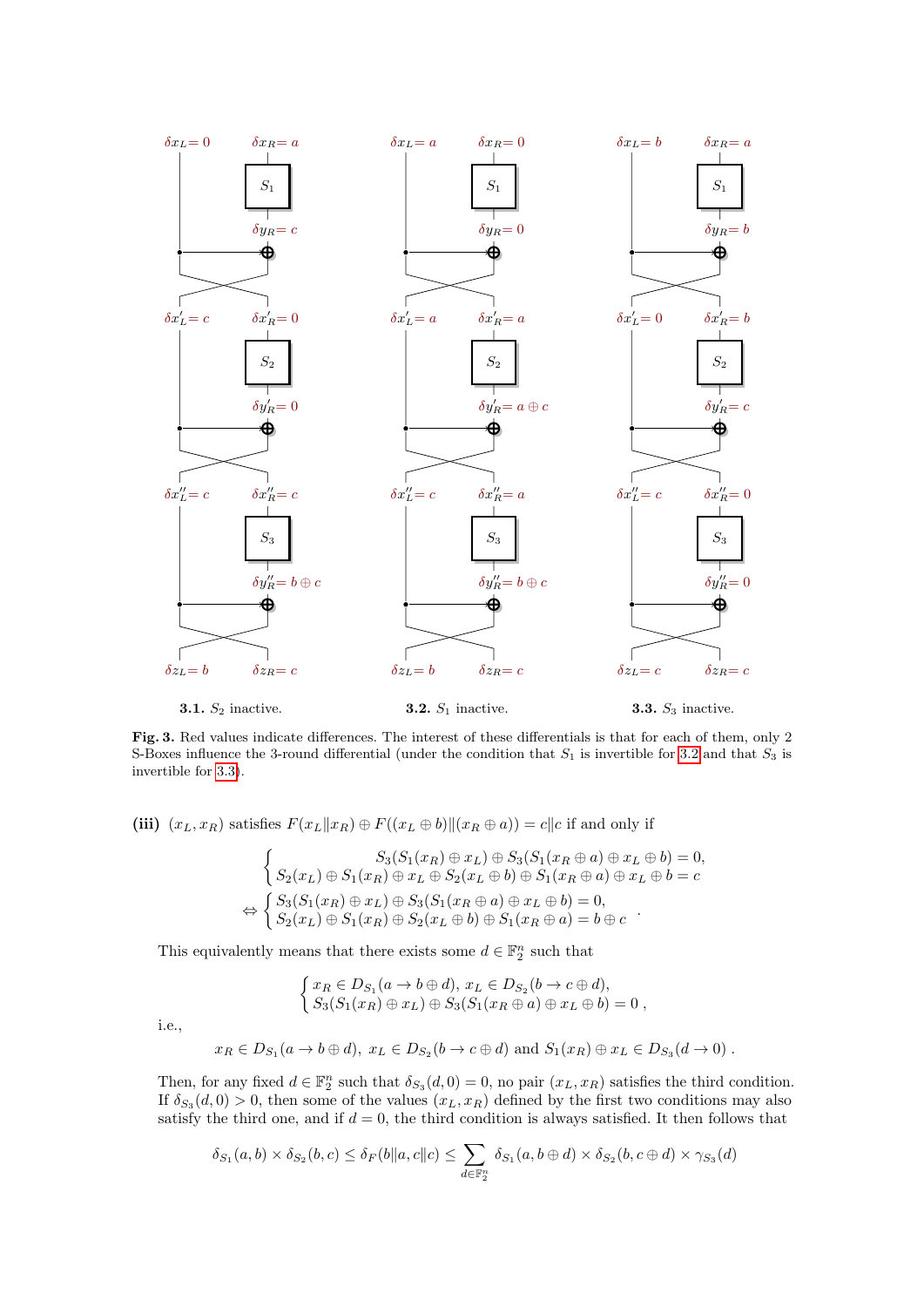**3.1.** $S_2$ inactive.

**3.2.** $S_1$ inactive.

**3.3.** $S_3$ inactive.

**Fig. 3.** Red values indicate differences. The interest of these differentials is that for each of them, only 2 S-Boxes influence the 3-round differential (under the condition that $S_1$ is invertible for 3.2 and that $S_3$ is invertible for 3.3).

**(iii)** $(x_L, x_R)$ satisfies $F(x_L \| x_R) \oplus F((x_L \oplus b)\|(x_R \oplus a)) = c\|c$ if and only if

$$\begin{cases} S_3(S_1(x_R) \oplus x_L) \oplus S_3(S_1(x_R \oplus a) \oplus x_L \oplus b) = 0, \\ S_2(x_L) \oplus S_1(x_R) \oplus x_L \oplus S_2(x_L \oplus b) \oplus S_1(x_R \oplus a) \oplus x_L \oplus b = c \end{cases}$$

$$\Leftrightarrow \begin{cases} S_3(S_1(x_R) \oplus x_L) \oplus S_3(S_1(x_R \oplus a) \oplus x_L \oplus b) = 0, \\ S_2(x_L) \oplus S_1(x_R) \oplus S_2(x_L \oplus b) \oplus S_1(x_R \oplus a) = b \oplus c \end{cases}.$$

This equivalently means that there exists some $d \in \mathbb{F}_2^n$ such that

$$\begin{cases} x_R \in D_{S_1}(a \to b \oplus d),\ x_L \in D_{S_2}(b \to c \oplus d), \\ S_3(S_1(x_R) \oplus x_L) \oplus S_3(S_1(x_R \oplus a) \oplus x_L \oplus b) = 0\ , \end{cases}$$

i.e.,

$$x_R \in D_{S_1}(a \to b \oplus d),\ x_L \in D_{S_2}(b \to c \oplus d) \text{ and } S_1(x_R) \oplus x_L \in D_{S_3}(d \to 0)\ .$$

Then, for any fixed $d \in \mathbb{F}_2^n$ such that $\delta_{S_3}(d, 0) = 0$, no pair $(x_L, x_R)$ satisfies the third condition. If $\delta_{S_3}(d, 0) > 0$, then some of the values $(x_L, x_R)$ defined by the first two conditions may also satisfy the third one, and if $d = 0$, the third condition is always satisfied. It then follows that

$$\delta_{S_1}(a, b) \times \delta_{S_2}(b, c) \le \delta_F(b\|a, c\|c) \le \sum_{d \in \mathbb{F}_2^n} \delta_{S_1}(a, b \oplus d) \times \delta_{S_2}(b, c \oplus d) \times \gamma_{S_3}(d)$$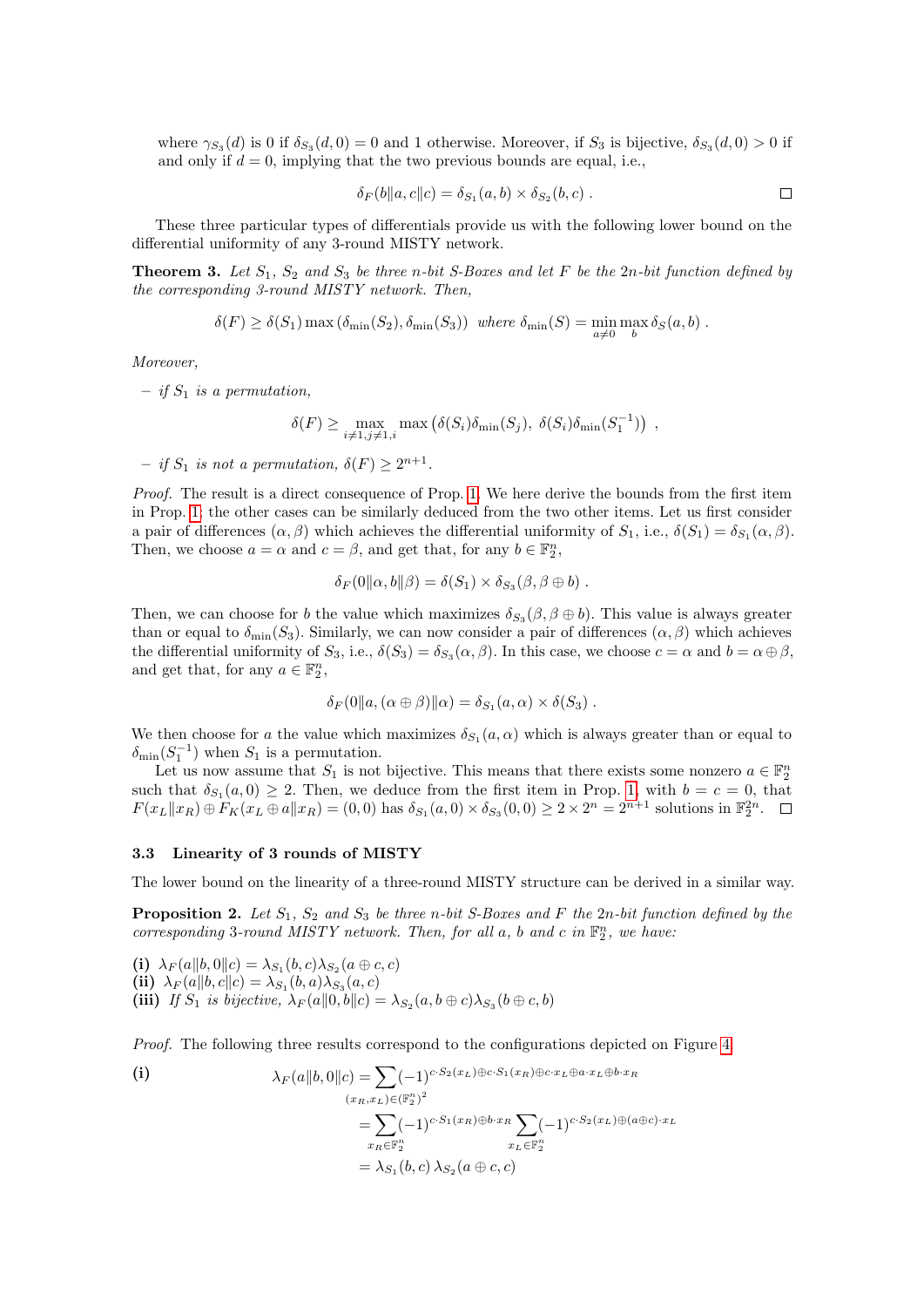where $\gamma_{S_3}(d)$ is 0 if $\delta_{S_3}(d,0) = 0$ and 1 otherwise. Moreover, if $S_3$ is bijective, $\delta_{S_3}(d,0) > 0$ if and only if $d = 0$, implying that the two previous bounds are equal, i.e.,

$$\delta_F(b\|a, c\|c) = \delta_{S_1}(a,b) \times \delta_{S_2}(b,c) .$$

□

These three particular types of differentials provide us with the following lower bound on the differential uniformity of any 3-round MISTY network.

**Theorem 3.** *Let $S_1$, $S_2$ and $S_3$ be three $n$-bit S-Boxes and let $F$ be the $2n$-bit function defined by the corresponding 3-round MISTY network. Then,*

$$\delta(F) \geq \delta(S_1) \max\left(\delta_{\min}(S_2), \delta_{\min}(S_3)\right) \text{ where } \delta_{\min}(S) = \min_{a \neq 0} \max_{b} \delta_S(a,b) .$$

*Moreover,*

– *if $S_1$ is a permutation,*

$$\delta(F) \geq \max_{i \neq 1, j \neq 1, i} \max\left(\delta(S_i)\delta_{\min}(S_j),\ \delta(S_i)\delta_{\min}(S_1^{-1})\right) ,$$

– *if $S_1$ is not a permutation, $\delta(F) \geq 2^{n+1}$.*

*Proof.* The result is a direct consequence of Prop. 1. We here derive the bounds from the first item in Prop. 1; the other cases can be similarly deduced from the two other items. Let us first consider a pair of differences $(\alpha, \beta)$ which achieves the differential uniformity of $S_1$, i.e., $\delta(S_1) = \delta_{S_1}(\alpha, \beta)$. Then, we choose $a = \alpha$ and $c = \beta$, and get that, for any $b \in \mathbb{F}_2^n$,

$$\delta_F(0\|\alpha, b\|\beta) = \delta(S_1) \times \delta_{S_3}(\beta, \beta \oplus b) .$$

Then, we can choose for $b$ the value which maximizes $\delta_{S_3}(\beta, \beta \oplus b)$. This value is always greater than or equal to $\delta_{\min}(S_3)$. Similarly, we can now consider a pair of differences $(\alpha, \beta)$ which achieves the differential uniformity of $S_3$, i.e., $\delta(S_3) = \delta_{S_3}(\alpha, \beta)$. In this case, we choose $c = \alpha$ and $b = \alpha \oplus \beta$, and get that, for any $a \in \mathbb{F}_2^n$,

$$\delta_F(0\|a, (\alpha \oplus \beta)\|\alpha) = \delta_{S_1}(a, \alpha) \times \delta(S_3) .$$

We then choose for $a$ the value which maximizes $\delta_{S_1}(a, \alpha)$ which is always greater than or equal to $\delta_{\min}(S_1^{-1})$ when $S_1$ is a permutation.

Let us now assume that $S_1$ is not bijective. This means that there exists some nonzero $a \in \mathbb{F}_2^n$ such that $\delta_{S_1}(a, 0) \geq 2$. Then, we deduce from the first item in Prop. 1, with $b = c = 0$, that $F(x_L\|x_R) \oplus F_K(x_L \oplus a\|x_R) = (0,0)$ has $\delta_{S_1}(a,0) \times \delta_{S_3}(0,0) \geq 2 \times 2^n = 2^{n+1}$ solutions in $\mathbb{F}_2^{2n}$. □

### 3.3 Linearity of 3 rounds of MISTY

The lower bound on the linearity of a three-round MISTY structure can be derived in a similar way.

**Proposition 2.** *Let $S_1$, $S_2$ and $S_3$ be three $n$-bit S-Boxes and $F$ the $2n$-bit function defined by the corresponding 3-round MISTY network. Then, for all $a$, $b$ and $c$ in $\mathbb{F}_2^n$, we have:*

**(i)** $\lambda_F(a\|b, 0\|c) = \lambda_{S_1}(b,c)\lambda_{S_2}(a \oplus c, c)$
**(ii)** $\lambda_F(a\|b, c\|c) = \lambda_{S_1}(b,a)\lambda_{S_3}(a,c)$
**(iii)** *If $S_1$ is bijective,* $\lambda_F(a\|0, b\|c) = \lambda_{S_2}(a, b \oplus c)\lambda_{S_3}(b \oplus c, b)$

*Proof.* The following three results correspond to the configurations depicted on Figure 4.

**(i)**

$$\begin{aligned}
\lambda_F(a\|b, 0\|c) &= \sum_{(x_R, x_L) \in (\mathbb{F}_2^n)^2} (-1)^{c \cdot S_2(x_L) \oplus c \cdot S_1(x_R) \oplus c \cdot x_L \oplus a \cdot x_L \oplus b \cdot x_R} \\
&= \sum_{x_R \in \mathbb{F}_2^n} (-1)^{c \cdot S_1(x_R) \oplus b \cdot x_R} \sum_{x_L \in \mathbb{F}_2^n} (-1)^{c \cdot S_2(x_L) \oplus (a \oplus c) \cdot x_L} \\
&= \lambda_{S_1}(b,c)\, \lambda_{S_2}(a \oplus c, c)
\end{aligned}$$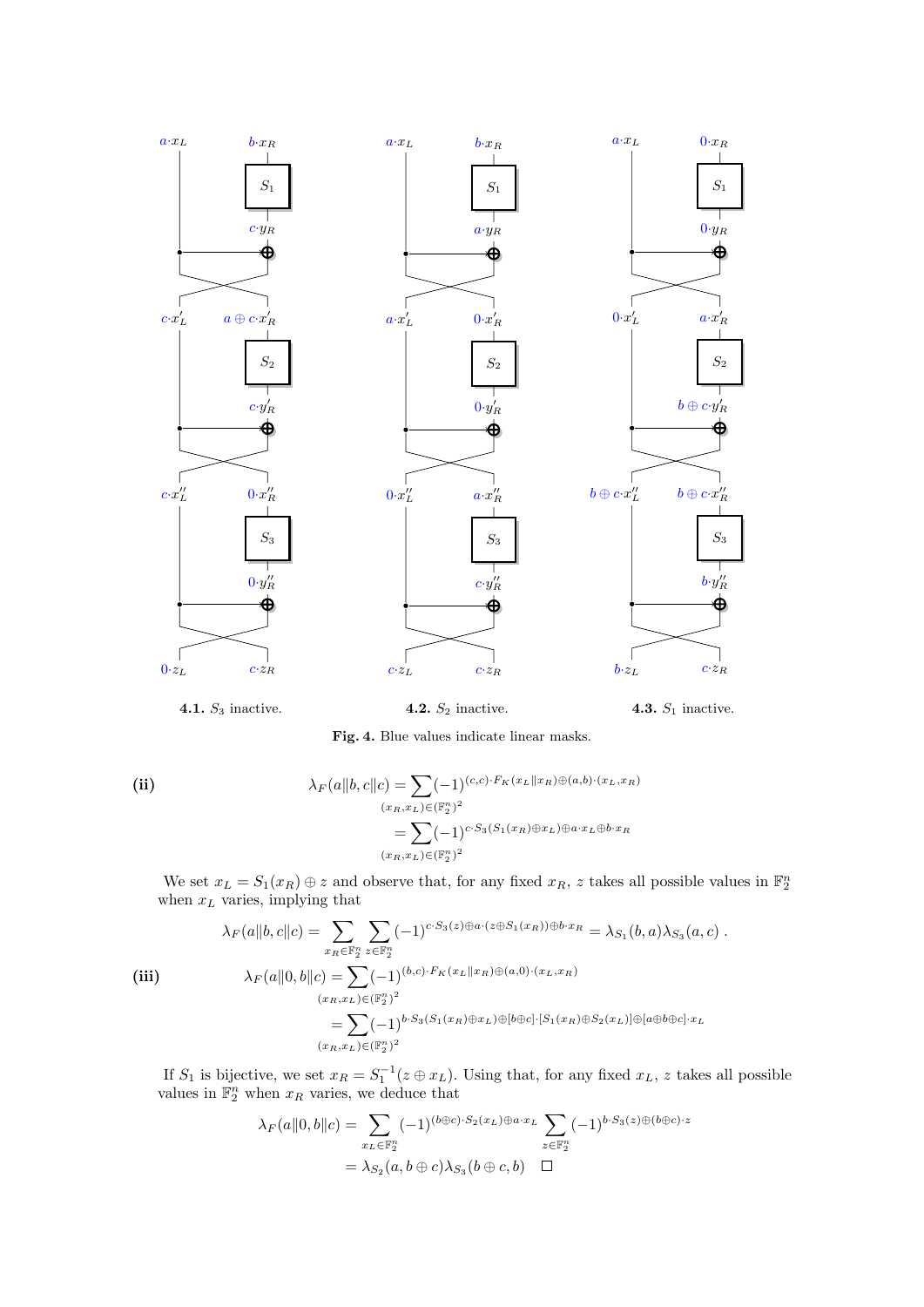**4.1.** $S_3$ inactive. **4.2.** $S_2$ inactive. **4.3.** $S_1$ inactive.

**Fig. 4.** Blue values indicate linear masks.

**(ii)**

$$\lambda_F(a\|b, c\|c) = \sum_{(x_R,x_L)\in(\mathbb{F}_2^n)^2} (-1)^{(c,c)\cdot F_K(x_L\|x_R)\oplus(a,b)\cdot(x_L,x_R)}$$
$$= \sum_{(x_R,x_L)\in(\mathbb{F}_2^n)^2} (-1)^{c\cdot S_3(S_1(x_R)\oplus x_L)\oplus a\cdot x_L\oplus b\cdot x_R}$$

We set $x_L = S_1(x_R) \oplus z$ and observe that, for any fixed $x_R$, $z$ takes all possible values in $\mathbb{F}_2^n$ when $x_L$ varies, implying that

$$\lambda_F(a\|b, c\|c) = \sum_{x_R\in\mathbb{F}_2^n} \sum_{z\in\mathbb{F}_2^n} (-1)^{c\cdot S_3(z)\oplus a\cdot(z\oplus S_1(x_R))\oplus b\cdot x_R} = \lambda_{S_1}(b, a)\lambda_{S_3}(a, c)\ .$$

**(iii)**

$$\lambda_F(a\|0, b\|c) = \sum_{(x_R,x_L)\in(\mathbb{F}_2^n)^2} (-1)^{(b,c)\cdot F_K(x_L\|x_R)\oplus(a,0)\cdot(x_L,x_R)}$$
$$= \sum_{(x_R,x_L)\in(\mathbb{F}_2^n)^2} (-1)^{b\cdot S_3(S_1(x_R)\oplus x_L)\oplus[b\oplus c]\cdot[S_1(x_R)\oplus S_2(x_L)]\oplus[a\oplus b\oplus c]\cdot x_L}$$

If $S_1$ is bijective, we set $x_R = S_1^{-1}(z \oplus x_L)$. Using that, for any fixed $x_L$, $z$ takes all possible values in $\mathbb{F}_2^n$ when $x_R$ varies, we deduce that

$$\lambda_F(a\|0, b\|c) = \sum_{x_L\in\mathbb{F}_2^n} (-1)^{(b\oplus c)\cdot S_2(x_L)\oplus a\cdot x_L} \sum_{z\in\mathbb{F}_2^n} (-1)^{b\cdot S_3(z)\oplus(b\oplus c)\cdot z}$$
$$= \lambda_{S_2}(a, b \oplus c)\lambda_{S_3}(b \oplus c, b) \quad \square$$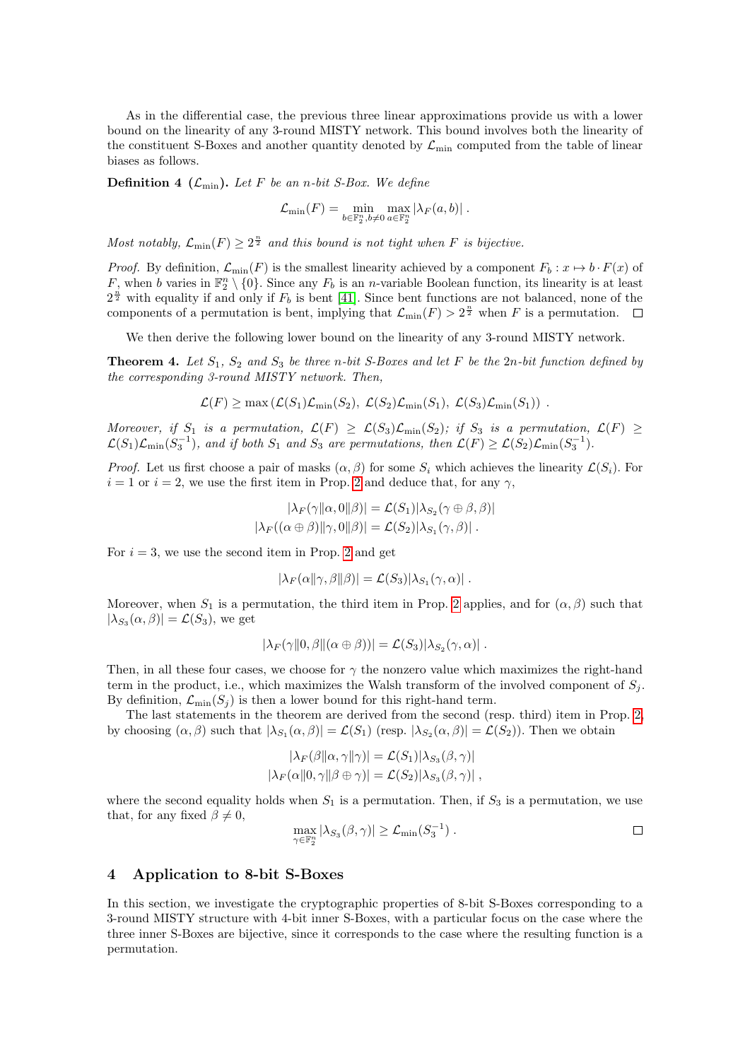As in the differential case, the previous three linear approximations provide us with a lower bound on the linearity of any 3-round MISTY network. This bound involves both the linearity of the constituent S-Boxes and another quantity denoted by $\mathcal{L}_{\min}$ computed from the table of linear biases as follows.

**Definition 4 ($\mathcal{L}_{\min}$).** *Let $F$ be an $n$-bit S-Box. We define*

$$\mathcal{L}_{\min}(F) = \min_{b \in \mathbb{F}_2^n, b \neq 0} \max_{a \in \mathbb{F}_2^n} |\lambda_F(a, b)| \ .$$

*Most notably, $\mathcal{L}_{\min}(F) \geq 2^{\frac{n}{2}}$ and this bound is not tight when $F$ is bijective.*

*Proof.* By definition, $\mathcal{L}_{\min}(F)$ is the smallest linearity achieved by a component $F_b : x \mapsto b \cdot F(x)$ of $F$, when $b$ varies in $\mathbb{F}_2^n \setminus \{0\}$. Since any $F_b$ is an $n$-variable Boolean function, its linearity is at least $2^{\frac{n}{2}}$ with equality if and only if $F_b$ is bent [41]. Since bent functions are not balanced, none of the components of a permutation is bent, implying that $\mathcal{L}_{\min}(F) > 2^{\frac{n}{2}}$ when $F$ is a permutation. □

We then derive the following lower bound on the linearity of any 3-round MISTY network.

**Theorem 4.** *Let $S_1$, $S_2$ and $S_3$ be three $n$-bit S-Boxes and let $F$ be the $2n$-bit function defined by the corresponding 3-round MISTY network. Then,*

$$\mathcal{L}(F) \geq \max\left(\mathcal{L}(S_1)\mathcal{L}_{\min}(S_2),\ \mathcal{L}(S_2)\mathcal{L}_{\min}(S_1),\ \mathcal{L}(S_3)\mathcal{L}_{\min}(S_1)\right) \ .$$

*Moreover, if $S_1$ is a permutation, $\mathcal{L}(F) \geq \mathcal{L}(S_3)\mathcal{L}_{\min}(S_2)$; if $S_3$ is a permutation, $\mathcal{L}(F) \geq \mathcal{L}(S_1)\mathcal{L}_{\min}(S_3^{-1})$, and if both $S_1$ and $S_3$ are permutations, then $\mathcal{L}(F) \geq \mathcal{L}(S_2)\mathcal{L}_{\min}(S_3^{-1})$.*

*Proof.* Let us first choose a pair of masks $(\alpha, \beta)$ for some $S_i$ which achieves the linearity $\mathcal{L}(S_i)$. For $i = 1$ or $i = 2$, we use the first item in Prop. 2 and deduce that, for any $\gamma$,

$$|\lambda_F(\gamma \| \alpha, 0 \| \beta)| = \mathcal{L}(S_1)|\lambda_{S_2}(\gamma \oplus \beta, \beta)|$$
$$|\lambda_F((\alpha \oplus \beta) \| \gamma, 0 \| \beta)| = \mathcal{L}(S_2)|\lambda_{S_1}(\gamma, \beta)| \ .$$

For $i = 3$, we use the second item in Prop. 2 and get

$$|\lambda_F(\alpha \| \gamma, \beta \| \beta)| = \mathcal{L}(S_3)|\lambda_{S_1}(\gamma, \alpha)| \ .$$

Moreover, when $S_1$ is a permutation, the third item in Prop. 2 applies, and for $(\alpha, \beta)$ such that $|\lambda_{S_3}(\alpha, \beta)| = \mathcal{L}(S_3)$, we get

$$|\lambda_F(\gamma \| 0, \beta \| (\alpha \oplus \beta))| = \mathcal{L}(S_3)|\lambda_{S_2}(\gamma, \alpha)| \ .$$

Then, in all these four cases, we choose for $\gamma$ the nonzero value which maximizes the right-hand term in the product, i.e., which maximizes the Walsh transform of the involved component of $S_j$. By definition, $\mathcal{L}_{\min}(S_j)$ is then a lower bound for this right-hand term.

The last statements in the theorem are derived from the second (resp. third) item in Prop. 2, by choosing $(\alpha, \beta)$ such that $|\lambda_{S_1}(\alpha, \beta)| = \mathcal{L}(S_1)$ (resp. $|\lambda_{S_2}(\alpha, \beta)| = \mathcal{L}(S_2)$). Then we obtain

$$|\lambda_F(\beta \| \alpha, \gamma \| \gamma)| = \mathcal{L}(S_1)|\lambda_{S_3}(\beta, \gamma)|$$
$$|\lambda_F(\alpha \| 0, \gamma \| \beta \oplus \gamma)| = \mathcal{L}(S_2)|\lambda_{S_3}(\beta, \gamma)| \ ,$$

where the second equality holds when $S_1$ is a permutation. Then, if $S_3$ is a permutation, we use that, for any fixed $\beta \neq 0$,

$$\max_{\gamma \in \mathbb{F}_2^n} |\lambda_{S_3}(\beta, \gamma)| \geq \mathcal{L}_{\min}(S_3^{-1}) \ .$$

□

## 4 Application to 8-bit S-Boxes

In this section, we investigate the cryptographic properties of 8-bit S-Boxes corresponding to a 3-round MISTY structure with 4-bit inner S-Boxes, with a particular focus on the case where the three inner S-Boxes are bijective, since it corresponds to the case where the resulting function is a permutation.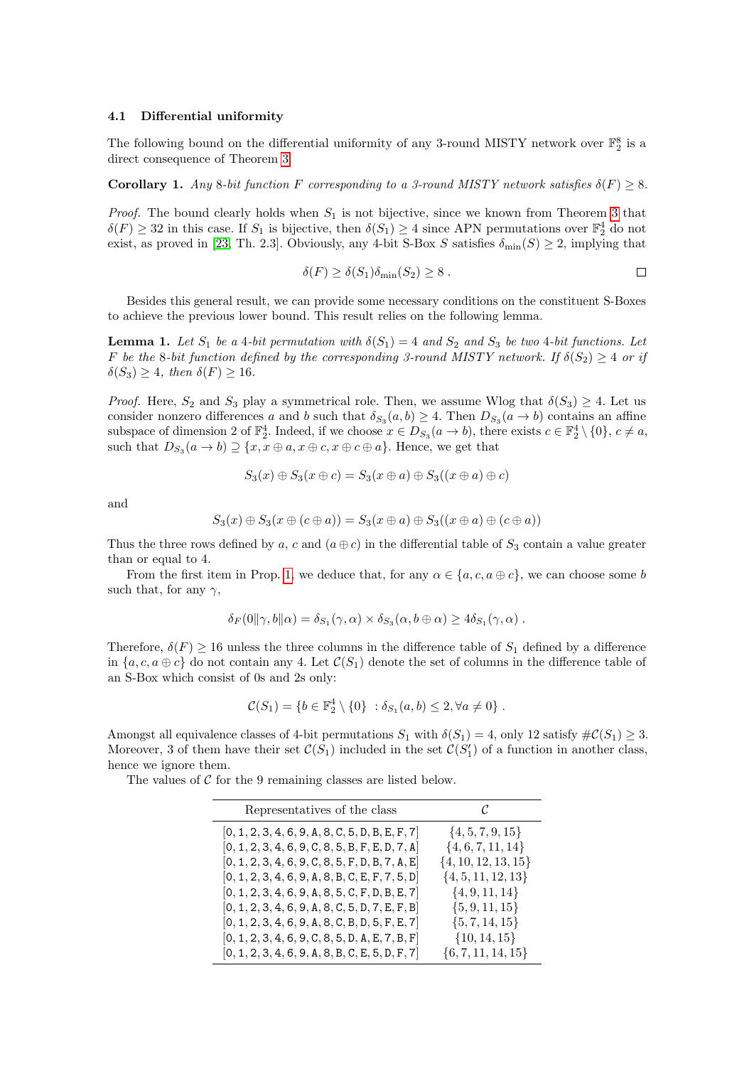### 4.1 Differential uniformity

The following bound on the differential uniformity of any 3-round MISTY network over $\mathbb{F}_2^8$ is a direct consequence of Theorem 3.

**Corollary 1.** *Any 8-bit function $F$ corresponding to a 3-round MISTY network satisfies $\delta(F) \geq 8$.*

*Proof.* The bound clearly holds when $S_1$ is not bijective, since we known from Theorem 3 that $\delta(F) \geq 32$ in this case. If $S_1$ is bijective, then $\delta(S_1) \geq 4$ since APN permutations over $\mathbb{F}_2^4$ do not exist, as proved in [23, Th. 2.3]. Obviously, any 4-bit S-Box $S$ satisfies $\delta_{\min}(S) \geq 2$, implying that

$$\delta(F) \geq \delta(S_1)\delta_{\min}(S_2) \geq 8 \ .$$

□

Besides this general result, we can provide some necessary conditions on the constituent S-Boxes to achieve the previous lower bound. This result relies on the following lemma.

**Lemma 1.** *Let $S_1$ be a 4-bit permutation with $\delta(S_1) = 4$ and $S_2$ and $S_3$ be two 4-bit functions. Let $F$ be the 8-bit function defined by the corresponding 3-round MISTY network. If $\delta(S_2) \geq 4$ or if $\delta(S_3) \geq 4$, then $\delta(F) \geq 16$.*

*Proof.* Here, $S_2$ and $S_3$ play a symmetrical role. Then, we assume Wlog that $\delta(S_3) \geq 4$. Let us consider nonzero differences $a$ and $b$ such that $\delta_{S_3}(a, b) \geq 4$. Then $D_{S_3}(a \to b)$ contains an affine subspace of dimension 2 of $\mathbb{F}_2^4$. Indeed, if we choose $x \in D_{S_3}(a \to b)$, there exists $c \in \mathbb{F}_2^4 \setminus \{0\}$, $c \neq a$, such that $D_{S_3}(a \to b) \supseteq \{x, x \oplus a, x \oplus c, x \oplus c \oplus a\}$. Hence, we get that

$$S_3(x) \oplus S_3(x \oplus c) = S_3(x \oplus a) \oplus S_3((x \oplus a) \oplus c)$$

and

$$S_3(x) \oplus S_3(x \oplus (c \oplus a)) = S_3(x \oplus a) \oplus S_3((x \oplus a) \oplus (c \oplus a))$$

Thus the three rows defined by $a$, $c$ and $(a \oplus c)$ in the differential table of $S_3$ contain a value greater than or equal to 4.

From the first item in Prop. 1, we deduce that, for any $\alpha \in \{a, c, a \oplus c\}$, we can choose some $b$ such that, for any $\gamma$,

$$\delta_F(0\|\gamma, b\|\alpha) = \delta_{S_1}(\gamma, \alpha) \times \delta_{S_3}(\alpha, b \oplus \alpha) \geq 4\delta_{S_1}(\gamma, \alpha) \ .$$

Therefore, $\delta(F) \geq 16$ unless the three columns in the difference table of $S_1$ defined by a difference in $\{a, c, a \oplus c\}$ do not contain any 4. Let $\mathcal{C}(S_1)$ denote the set of columns in the difference table of an S-Box which consist of 0s and 2s only:

$$\mathcal{C}(S_1) = \{b \in \mathbb{F}_2^4 \setminus \{0\} \ : \delta_{S_1}(a, b) \leq 2, \forall a \neq 0\} \ .$$

Amongst all equivalence classes of 4-bit permutations $S_1$ with $\delta(S_1) = 4$, only 12 satisfy $\#\mathcal{C}(S_1) \geq 3$. Moreover, 3 of them have their set $\mathcal{C}(S_1)$ included in the set $\mathcal{C}(S_1')$ of a function in another class, hence we ignore them.

The values of $\mathcal{C}$ for the 9 remaining classes are listed below.

| Representatives of the class | $\mathcal{C}$ |
|---|---|
| [0, 1, 2, 3, 4, 6, 9, A, 8, C, 5, D, B, E, F, 7] | $\{4, 5, 7, 9, 15\}$ |
| [0, 1, 2, 3, 4, 6, 9, C, 8, 5, B, F, E, D, 7, A] | $\{4, 6, 7, 11, 14\}$ |
| [0, 1, 2, 3, 4, 6, 9, C, 8, 5, F, D, B, 7, A, E] | $\{4, 10, 12, 13, 15\}$ |
| [0, 1, 2, 3, 4, 6, 9, A, 8, B, C, E, F, 7, 5, D] | $\{4, 5, 11, 12, 13\}$ |
| [0, 1, 2, 3, 4, 6, 9, A, 8, 5, C, F, D, B, E, 7] | $\{4, 9, 11, 14\}$ |
| [0, 1, 2, 3, 4, 6, 9, A, 8, C, 5, D, 7, E, F, B] | $\{5, 9, 11, 15\}$ |
| [0, 1, 2, 3, 4, 6, 9, A, 8, C, B, D, 5, F, E, 7] | $\{5, 7, 14, 15\}$ |
| [0, 1, 2, 3, 4, 6, 9, C, 8, 5, D, A, E, 7, B, F] | $\{10, 14, 15\}$ |
| [0, 1, 2, 3, 4, 6, 9, A, 8, B, C, E, 5, D, F, 7] | $\{6, 7, 11, 14, 15\}$ |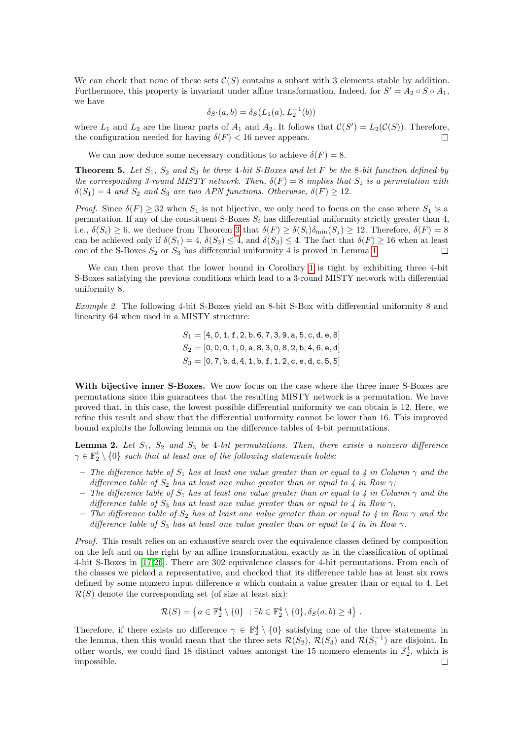We can check that none of these sets $\mathcal{C}(S)$ contains a subset with 3 elements stable by addition. Furthermore, this property is invariant under affine transformation. Indeed, for $S' = A_2 \circ S \circ A_1$, we have

$$\delta_{S'}(a, b) = \delta_S(L_1(a), L_2^{-1}(b))$$

where $L_1$ and $L_2$ are the linear parts of $A_1$ and $A_2$. It follows that $\mathcal{C}(S') = L_2(\mathcal{C}(S))$. Therefore, the configuration needed for having $\delta(F) < 16$ never appears. □

We can now deduce some necessary conditions to achieve $\delta(F) = 8$.

**Theorem 5.** *Let $S_1$, $S_2$ and $S_3$ be three 4-bit S-Boxes and let $F$ be the 8-bit function defined by the corresponding 3-round MISTY network. Then, $\delta(F) = 8$ implies that $S_1$ is a permutation with $\delta(S_1) = 4$ and $S_2$ and $S_3$ are two APN functions. Otherwise, $\delta(F) \geq 12$.*

*Proof.* Since $\delta(F) \geq 32$ when $S_1$ is not bijective, we only need to focus on the case where $S_1$ is a permutation. If any of the constituent S-Boxes $S_i$ has differential uniformity strictly greater than 4, i.e., $\delta(S_i) \geq 6$, we deduce from Theorem 3 that $\delta(F) \geq \delta(S_i)\delta_{\min}(S_j) \geq 12$. Therefore, $\delta(F) = 8$ can be achieved only if $\delta(S_1) = 4$, $\delta(S_2) \leq 4$, and $\delta(S_3) \leq 4$. The fact that $\delta(F) \geq 16$ when at least one of the S-Boxes $S_2$ or $S_3$ has differential uniformity 4 is proved in Lemma 1. □

We can then prove that the lower bound in Corollary 1 is tight by exhibiting three 4-bit S-Boxes satisfying the previous conditions which lead to a 3-round MISTY network with differential uniformity 8.

*Example 2.* The following 4-bit S-Boxes yield an 8-bit S-Box with differential uniformity 8 and linearity 64 when used in a MISTY structure:

$$S_1 = [4, 0, 1, \mathtt{f}, 2, \mathtt{b}, 6, 7, 3, 9, \mathtt{a}, 5, \mathtt{c}, \mathtt{d}, \mathtt{e}, 8]$$
$$S_2 = [0, 0, 0, 1, 0, \mathtt{a}, 8, 3, 0, 8, 2, \mathtt{b}, 4, 6, \mathtt{e}, \mathtt{d}]$$
$$S_3 = [0, 7, \mathtt{b}, \mathtt{d}, 4, 1, \mathtt{b}, \mathtt{f}, 1, 2, \mathtt{c}, \mathtt{e}, \mathtt{d}, \mathtt{c}, 5, 5]$$

**With bijective inner S-Boxes.** We now focus on the case where the three inner S-Boxes are permutations since this guarantees that the resulting MISTY network is a permutation. We have proved that, in this case, the lowest possible differential uniformity we can obtain is 12. Here, we refine this result and show that the differential uniformity cannot be lower than 16. This improved bound exploits the following lemma on the difference tables of 4-bit permutations.

**Lemma 2.** *Let $S_1$, $S_2$ and $S_3$ be 4-bit permutations. Then, there exists a nonzero difference $\gamma \in \mathbb{F}_2^4 \setminus \{0\}$ such that at least one of the following statements holds:*

- *The difference table of $S_1$ has at least one value greater than or equal to 4 in Column $\gamma$ and the difference table of $S_2$ has at least one value greater than or equal to 4 in Row $\gamma$;*
- *The difference table of $S_1$ has at least one value greater than or equal to 4 in Column $\gamma$ and the difference table of $S_3$ has at least one value greater than or equal to 4 in Row $\gamma$,*
- *The difference table of $S_2$ has at least one value greater than or equal to 4 in Row $\gamma$ and the difference table of $S_3$ has at least one value greater than or equal to 4 in in Row $\gamma$.*

*Proof.* This result relies on an exhaustive search over the equivalence classes defined by composition on the left and on the right by an affine transformation, exactly as in the classification of optimal 4-bit S-Boxes in [17,26]. There are 302 equivalence classes for 4-bit permutations. From each of the classes we picked a representative, and checked that its difference table has at least six rows defined by some nonzero input difference $a$ which contain a value greater than or equal to 4. Let $\mathcal{R}(S)$ denote the corresponding set (of size at least six):

$$\mathcal{R}(S) = \left\{ a \in \mathbb{F}_2^4 \setminus \{0\} \ : \exists b \in \mathbb{F}_2^4 \setminus \{0\}, \delta_S(a, b) \geq 4 \right\} .$$

Therefore, if there exists no difference $\gamma \in \mathbb{F}_2^4 \setminus \{0\}$ satisfying one of the three statements in the lemma, then this would mean that the three sets $\mathcal{R}(S_2)$, $\mathcal{R}(S_3)$ and $\mathcal{R}(S_1^{-1})$ are disjoint. In other words, we could find 18 distinct values amongst the 15 nonzero elements in $\mathbb{F}_2^4$, which is impossible. □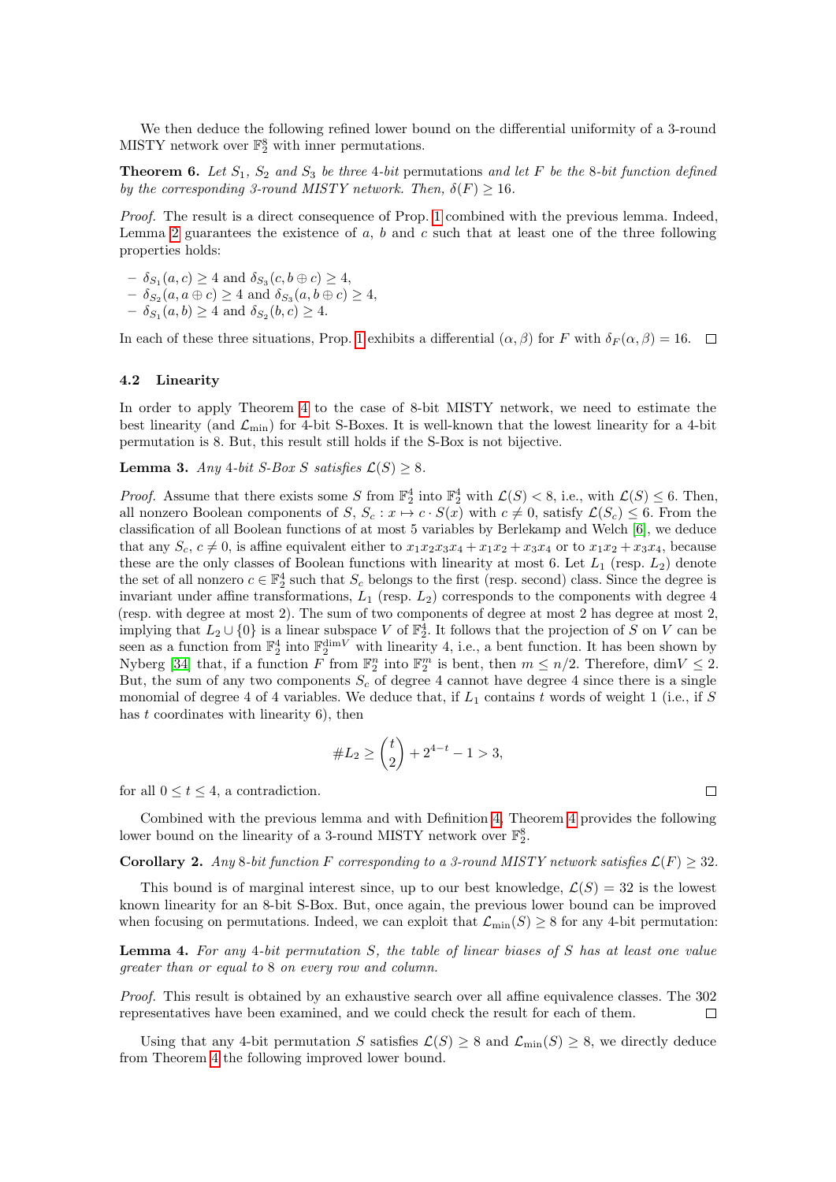We then deduce the following refined lower bound on the differential uniformity of a 3-round MISTY network over $\mathbb{F}_2^8$ with inner permutations.

**Theorem 6.** *Let $S_1$, $S_2$ and $S_3$ be three 4-bit* permutations *and let $F$ be the 8-bit function defined by the corresponding 3-round MISTY network. Then, $\delta(F) \geq 16$.*

*Proof.* The result is a direct consequence of Prop. 1 combined with the previous lemma. Indeed, Lemma 2 guarantees the existence of $a$, $b$ and $c$ such that at least one of the three following properties holds:

- $\delta_{S_1}(a, c) \geq 4$ and $\delta_{S_3}(c, b \oplus c) \geq 4$,
- $\delta_{S_2}(a, a \oplus c) \geq 4$ and $\delta_{S_3}(a, b \oplus c) \geq 4$,
- $\delta_{S_1}(a, b) \geq 4$ and $\delta_{S_2}(b, c) \geq 4$.

In each of these three situations, Prop. 1 exhibits a differential $(\alpha, \beta)$ for $F$ with $\delta_F(\alpha, \beta) = 16$. □

### 4.2 Linearity

In order to apply Theorem 4 to the case of 8-bit MISTY network, we need to estimate the best linearity (and $\mathcal{L}_{\min}$) for 4-bit S-Boxes. It is well-known that the lowest linearity for a 4-bit permutation is 8. But, this result still holds if the S-Box is not bijective.

**Lemma 3.** *Any 4-bit S-Box $S$ satisfies $\mathcal{L}(S) \geq 8$.*

*Proof.* Assume that there exists some $S$ from $\mathbb{F}_2^4$ into $\mathbb{F}_2^4$ with $\mathcal{L}(S) < 8$, i.e., with $\mathcal{L}(S) \leq 6$. Then, all nonzero Boolean components of $S$, $S_c : x \mapsto c \cdot S(x)$ with $c \neq 0$, satisfy $\mathcal{L}(S_c) \leq 6$. From the classification of all Boolean functions of at most 5 variables by Berlekamp and Welch [6], we deduce that any $S_c$, $c \neq 0$, is affine equivalent either to $x_1x_2x_3x_4 + x_1x_2 + x_3x_4$ or to $x_1x_2 + x_3x_4$, because these are the only classes of Boolean functions with linearity at most 6. Let $L_1$ (resp. $L_2$) denote the set of all nonzero $c \in \mathbb{F}_2^4$ such that $S_c$ belongs to the first (resp. second) class. Since the degree is invariant under affine transformations, $L_1$ (resp. $L_2$) corresponds to the components with degree 4 (resp. with degree at most 2). The sum of two components of degree at most 2 has degree at most 2, implying that $L_2 \cup \{0\}$ is a linear subspace $V$ of $\mathbb{F}_2^4$. It follows that the projection of $S$ on $V$ can be seen as a function from $\mathbb{F}_2^4$ into $\mathbb{F}_2^{\dim V}$ with linearity 4, i.e., a bent function. It has been shown by Nyberg [34] that, if a function $F$ from $\mathbb{F}_2^n$ into $\mathbb{F}_2^m$ is bent, then $m \leq n/2$. Therefore, $\dim V \leq 2$. But, the sum of any two components $S_c$ of degree 4 cannot have degree 4 since there is a single monomial of degree 4 of 4 variables. We deduce that, if $L_1$ contains $t$ words of weight 1 (i.e., if $S$ has $t$ coordinates with linearity 6), then

$$\#L_2 \geq \binom{t}{2} + 2^{4-t} - 1 > 3,$$

for all $0 \leq t \leq 4$, a contradiction. □

Combined with the previous lemma and with Definition 4, Theorem 4 provides the following lower bound on the linearity of a 3-round MISTY network over $\mathbb{F}_2^8$.

**Corollary 2.** *Any 8-bit function $F$ corresponding to a 3-round MISTY network satisfies $\mathcal{L}(F) \geq 32$.*

This bound is of marginal interest since, up to our best knowledge, $\mathcal{L}(S) = 32$ is the lowest known linearity for an 8-bit S-Box. But, once again, the previous lower bound can be improved when focusing on permutations. Indeed, we can exploit that $\mathcal{L}_{\min}(S) \geq 8$ for any 4-bit permutation:

**Lemma 4.** *For any 4-bit permutation $S$, the table of linear biases of $S$ has at least one value greater than or equal to 8 on every row and column.*

*Proof.* This result is obtained by an exhaustive search over all affine equivalence classes. The 302 representatives have been examined, and we could check the result for each of them. □

Using that any 4-bit permutation $S$ satisfies $\mathcal{L}(S) \geq 8$ and $\mathcal{L}_{\min}(S) \geq 8$, we directly deduce from Theorem 4 the following improved lower bound.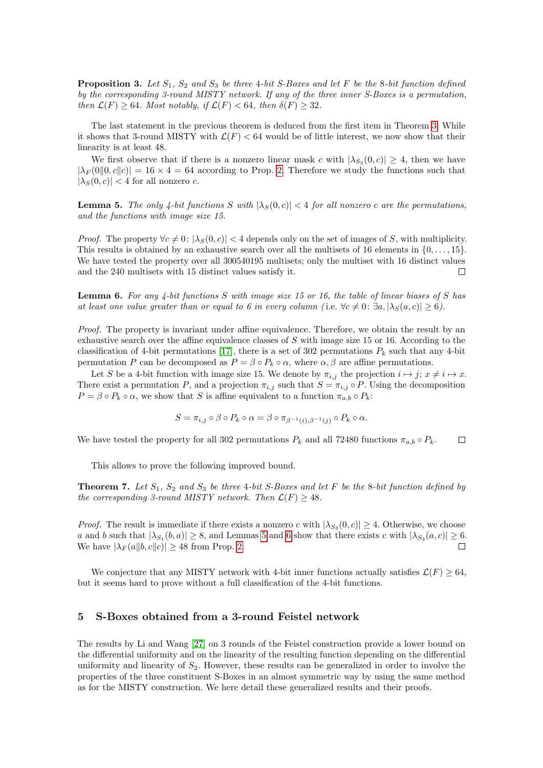**Proposition 3.** *Let $S_1$, $S_2$ and $S_3$ be three 4-bit S-Boxes and let $F$ be the 8-bit function defined by the corresponding 3-round MISTY network. If any of the three inner S-Boxes is a permutation, then $\mathcal{L}(F) \geq 64$. Most notably, if $\mathcal{L}(F) < 64$, then $\delta(F) \geq 32$.*

The last statement in the previous theorem is deduced from the first item in Theorem 3. While it shows that 3-round MISTY with $\mathcal{L}(F) < 64$ would be of little interest, we now show that their linearity is at least 48.

We first observe that if there is a nonzero linear mask $c$ with $|\lambda_{S_3}(0, c)| \geq 4$, then we have $|\lambda_F(0\|0, c\|c)| = 16 \times 4 = 64$ according to Prop. 2. Therefore we study the functions such that $|\lambda_S(0, c)| < 4$ for all nonzero $c$.

**Lemma 5.** *The only 4-bit functions $S$ with $|\lambda_S(0, c)| < 4$ for all nonzero $c$ are the permutations, and the functions with image size 15.*

*Proof.* The property $\forall c \neq 0 \colon |\lambda_S(0, c)| < 4$ depends only on the set of images of $S$, with multiplicity. This results is obtained by an exhaustive search over all the multisets of 16 elements in $\{0, \dots, 15\}$. We have tested the property over all 300540195 multisets; only the multiset with 16 distinct values and the 240 multisets with 15 distinct values satisfy it. □

**Lemma 6.** *For any 4-bit functions $S$ with image size 15 or 16, the table of linear biases of $S$ has at least one value greater than or equal to 6 in every column (*i.e. *$\forall c \neq 0 \colon \exists a, |\lambda_S(a, c)| \geq 6$).*

*Proof.* The property is invariant under affine equivalence. Therefore, we obtain the result by an exhaustive search over the affine equivalence classes of $S$ with image size 15 or 16. According to the classification of 4-bit permutations [17], there is a set of 302 permutations $P_k$ such that any 4-bit permutation $P$ can be decomposed as $P = \beta \circ P_k \circ \alpha$, where $\alpha, \beta$ are affine permutations.

Let $S$ be a 4-bit function with image size 15. We denote by $\pi_{i,j}$ the projection $i \mapsto j$; $x \neq i \mapsto x$. There exist a permutation $P$, and a projection $\pi_{i,j}$ such that $S = \pi_{i,j} \circ P$. Using the decomposition $P = \beta \circ P_k \circ \alpha$, we show that $S$ is affine equivalent to a function $\pi_{a,b} \circ P_k$:

$$S = \pi_{i,j} \circ \beta \circ P_k \circ \alpha = \beta \circ \pi_{\beta^{-1}(i), \beta^{-1}(j)} \circ P_k \circ \alpha.$$

We have tested the property for all 302 permutations $P_k$ and all 72480 functions $\pi_{a,b} \circ P_k$. □

This allows to prove the following improved bound.

**Theorem 7.** *Let $S_1$, $S_2$ and $S_3$ be three 4-bit S-Boxes and let $F$ be the 8-bit function defined by the corresponding 3-round MISTY network. Then $\mathcal{L}(F) \geq 48$.*

*Proof.* The result is immediate if there exists a nonzero $c$ with $|\lambda_{S_3}(0, c)| \geq 4$. Otherwise, we choose $a$ and $b$ such that $|\lambda_{S_1}(b, a)| \geq 8$, and Lemmas 5 and 6 show that there exists $c$ with $|\lambda_{S_3}(a, c)| \geq 6$. We have $|\lambda_F(a\|b, c\|c)| \geq 48$ from Prop. 2. □

We conjecture that any MISTY network with 4-bit inner functions actually satisfies $\mathcal{L}(F) \geq 64$, but it seems hard to prove without a full classification of the 4-bit functions.

## 5 S-Boxes obtained from a 3-round Feistel network

The results by Li and Wang [27] on 3 rounds of the Feistel construction provide a lower bound on the differential uniformity and on the linearity of the resulting function depending on the differential uniformity and linearity of $S_2$. However, these results can be generalized in order to involve the properties of the three constituent S-Boxes in an almost symmetric way by using the same method as for the MISTY construction. We here detail these generalized results and their proofs.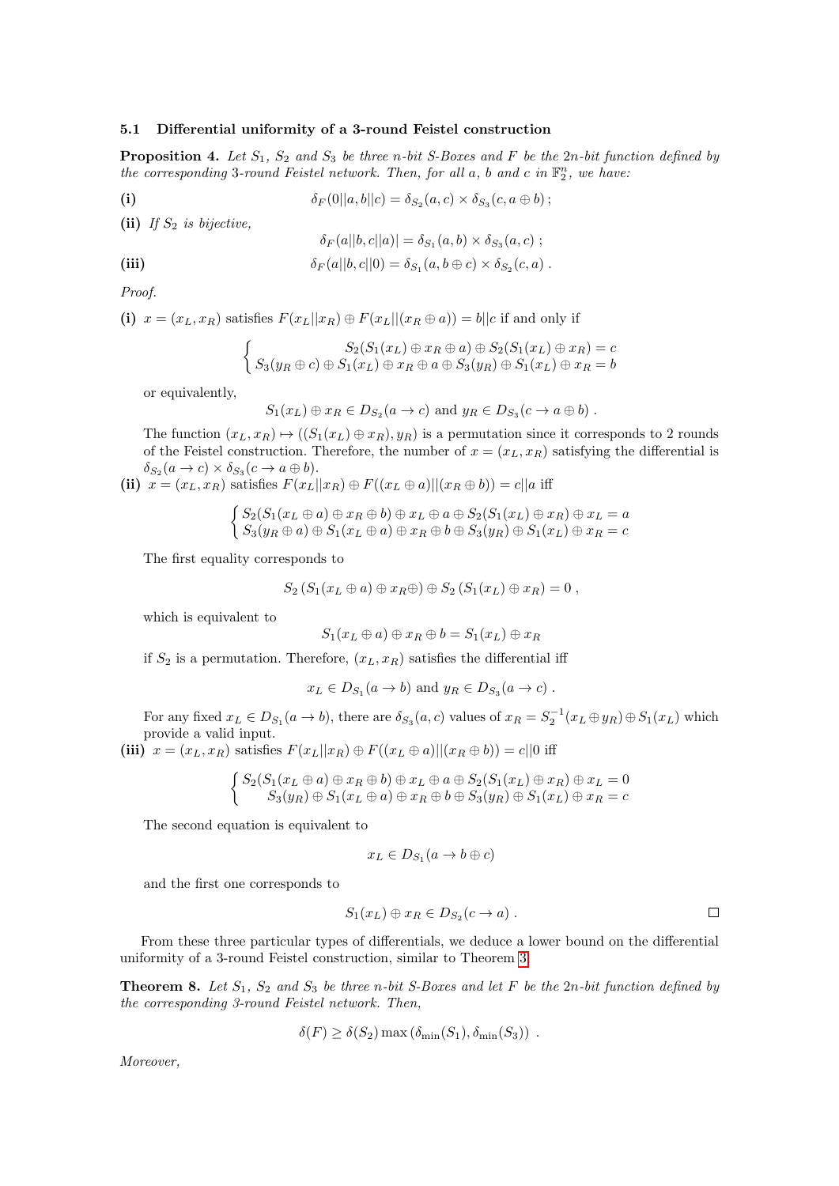### 5.1 Differential uniformity of a 3-round Feistel construction

**Proposition 4.** *Let $S_1$, $S_2$ and $S_3$ be three $n$-bit S-Boxes and $F$ be the $2n$-bit function defined by the corresponding 3-round Feistel network. Then, for all $a$, $b$ and $c$ in $\mathbb{F}_2^n$, we have:*

**(i)**
$$\delta_F(0||a, b||c) = \delta_{S_2}(a, c) \times \delta_{S_3}(c, a \oplus b) ;$$

**(ii)** *If $S_2$ is bijective,*
$$\delta_F(a||b, c||a) = \delta_{S_1}(a, b) \times \delta_{S_3}(a, c) ;$$

**(iii)**
$$\delta_F(a||b, c||0) = \delta_{S_1}(a, b \oplus c) \times \delta_{S_2}(c, a) .$$

*Proof.*

**(i)** $x = (x_L, x_R)$ satisfies $F(x_L||x_R) \oplus F(x_L||(x_R \oplus a)) = b||c$ if and only if

$$\begin{cases} S_2(S_1(x_L) \oplus x_R \oplus a) \oplus S_2(S_1(x_L) \oplus x_R) = c \\ S_3(y_R \oplus c) \oplus S_1(x_L) \oplus x_R \oplus a \oplus S_3(y_R) \oplus S_1(x_L) \oplus x_R = b \end{cases}$$

or equivalently,

$$S_1(x_L) \oplus x_R \in D_{S_2}(a \to c) \text{ and } y_R \in D_{S_3}(c \to a \oplus b) .$$

The function $(x_L, x_R) \mapsto ((S_1(x_L) \oplus x_R), y_R)$ is a permutation since it corresponds to 2 rounds of the Feistel construction. Therefore, the number of $x = (x_L, x_R)$ satisfying the differential is $\delta_{S_2}(a \to c) \times \delta_{S_3}(c \to a \oplus b)$.

**(ii)** $x = (x_L, x_R)$ satisfies $F(x_L||x_R) \oplus F((x_L \oplus a)||(x_R \oplus b)) = c||a$ iff

$$\begin{cases} S_2(S_1(x_L \oplus a) \oplus x_R \oplus b) \oplus x_L \oplus a \oplus S_2(S_1(x_L) \oplus x_R) \oplus x_L = a \\ S_3(y_R \oplus a) \oplus S_1(x_L \oplus a) \oplus x_R \oplus b \oplus S_3(y_R) \oplus S_1(x_L) \oplus x_R = c \end{cases}$$

The first equality corresponds to

$$S_2\left(S_1(x_L \oplus a) \oplus x_R \oplus\right) \oplus S_2\left(S_1(x_L) \oplus x_R\right) = 0 ,$$

which is equivalent to

$$S_1(x_L \oplus a) \oplus x_R \oplus b = S_1(x_L) \oplus x_R$$

if $S_2$ is a permutation. Therefore, $(x_L, x_R)$ satisfies the differential iff

$$x_L \in D_{S_1}(a \to b) \text{ and } y_R \in D_{S_3}(a \to c) .$$

For any fixed $x_L \in D_{S_1}(a \to b)$, there are $\delta_{S_3}(a, c)$ values of $x_R = S_2^{-1}(x_L \oplus y_R) \oplus S_1(x_L)$ which provide a valid input.

**(iii)** $x = (x_L, x_R)$ satisfies $F(x_L||x_R) \oplus F((x_L \oplus a)||(x_R \oplus b)) = c||0$ iff

$$\begin{cases} S_2(S_1(x_L \oplus a) \oplus x_R \oplus b) \oplus x_L \oplus a \oplus S_2(S_1(x_L) \oplus x_R) \oplus x_L = 0 \\ S_3(y_R) \oplus S_1(x_L \oplus a) \oplus x_R \oplus b \oplus S_3(y_R) \oplus S_1(x_L) \oplus x_R = c \end{cases}$$

The second equation is equivalent to

$$x_L \in D_{S_1}(a \to b \oplus c)$$

and the first one corresponds to

$$S_1(x_L) \oplus x_R \in D_{S_2}(c \to a) .$$

□

From these three particular types of differentials, we deduce a lower bound on the differential uniformity of a 3-round Feistel construction, similar to Theorem 3.

**Theorem 8.** *Let $S_1$, $S_2$ and $S_3$ be three $n$-bit S-Boxes and let $F$ be the $2n$-bit function defined by the corresponding 3-round Feistel network. Then,*

$$\delta(F) \geq \delta(S_2) \max\left(\delta_{\min}(S_1), \delta_{\min}(S_3)\right) .$$

*Moreover,*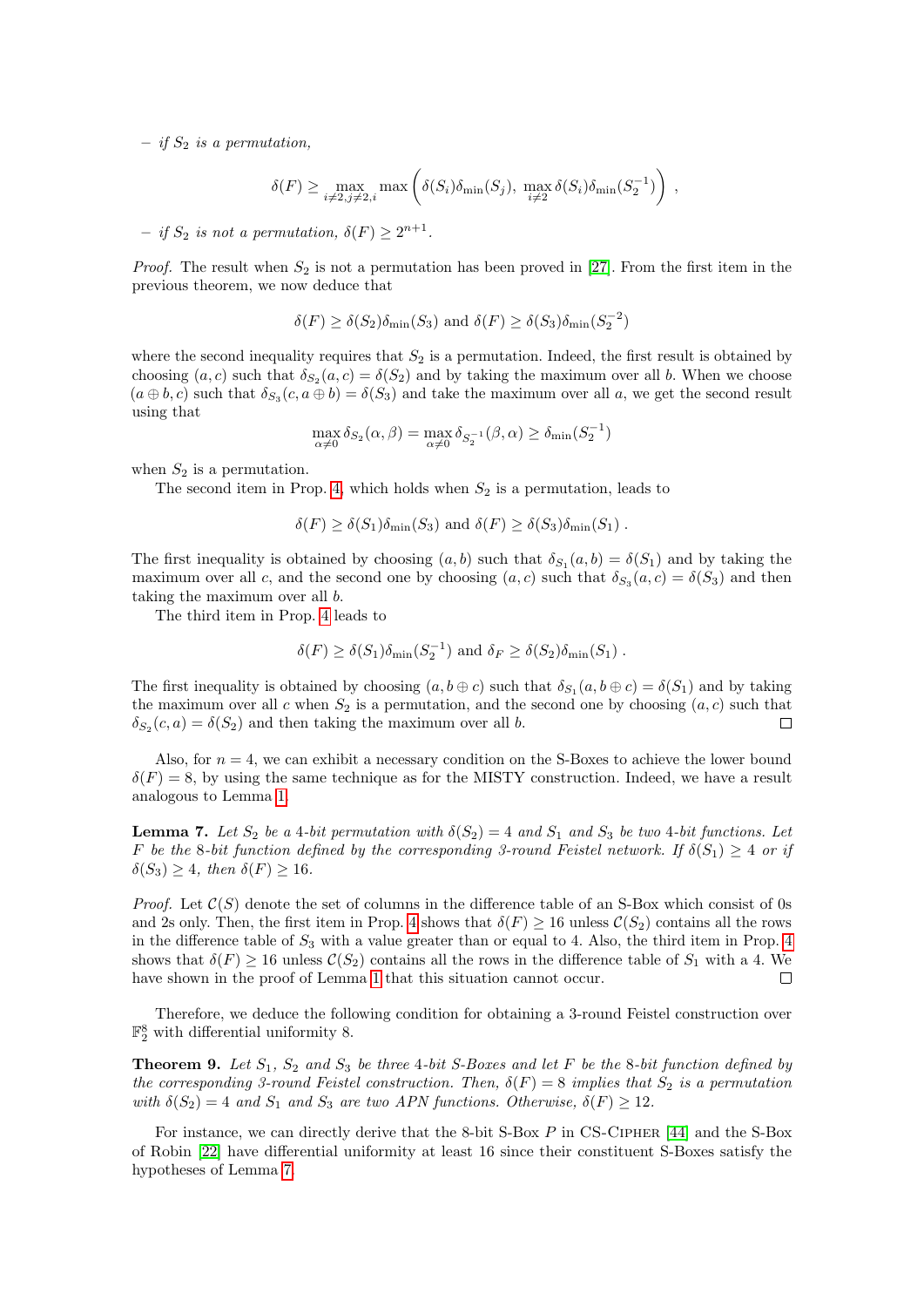– *if $S_2$ is a permutation,*

$$\delta(F) \geq \max_{i\neq 2, j\neq 2, i} \max\left(\delta(S_i)\delta_{\min}(S_j),\ \max_{i\neq 2}\delta(S_i)\delta_{\min}(S_2^{-1})\right)\ ,$$

– *if $S_2$ is not a permutation, $\delta(F) \geq 2^{n+1}$.*

*Proof.* The result when $S_2$ is not a permutation has been proved in [27]. From the first item in the previous theorem, we now deduce that

$$\delta(F) \geq \delta(S_2)\delta_{\min}(S_3) \text{ and } \delta(F) \geq \delta(S_3)\delta_{\min}(S_2^{-2})$$

where the second inequality requires that $S_2$ is a permutation. Indeed, the first result is obtained by choosing $(a,c)$ such that $\delta_{S_2}(a,c) = \delta(S_2)$ and by taking the maximum over all $b$. When we choose $(a\oplus b, c)$ such that $\delta_{S_3}(c, a\oplus b) = \delta(S_3)$ and take the maximum over all $a$, we get the second result using that

$$\max_{\alpha\neq 0}\delta_{S_2}(\alpha,\beta) = \max_{\alpha\neq 0}\delta_{S_2^{-1}}(\beta,\alpha) \geq \delta_{\min}(S_2^{-1})$$

when $S_2$ is a permutation.

The second item in Prop. 4, which holds when $S_2$ is a permutation, leads to

$$\delta(F) \geq \delta(S_1)\delta_{\min}(S_3) \text{ and } \delta(F) \geq \delta(S_3)\delta_{\min}(S_1)\ .$$

The first inequality is obtained by choosing $(a,b)$ such that $\delta_{S_1}(a,b) = \delta(S_1)$ and by taking the maximum over all $c$, and the second one by choosing $(a,c)$ such that $\delta_{S_3}(a,c) = \delta(S_3)$ and then taking the maximum over all $b$.

The third item in Prop. 4 leads to

$$\delta(F) \geq \delta(S_1)\delta_{\min}(S_2^{-1}) \text{ and } \delta_F \geq \delta(S_2)\delta_{\min}(S_1)\ .$$

The first inequality is obtained by choosing $(a, b\oplus c)$ such that $\delta_{S_1}(a, b\oplus c) = \delta(S_1)$ and by taking the maximum over all $c$ when $S_2$ is a permutation, and the second one by choosing $(a,c)$ such that $\delta_{S_2}(c,a) = \delta(S_2)$ and then taking the maximum over all $b$. ☐

Also, for $n = 4$, we can exhibit a necessary condition on the S-Boxes to achieve the lower bound $\delta(F) = 8$, by using the same technique as for the MISTY construction. Indeed, we have a result analogous to Lemma 1.

**Lemma 7.** *Let $S_2$ be a 4-bit permutation with $\delta(S_2) = 4$ and $S_1$ and $S_3$ be two 4-bit functions. Let $F$ be the 8-bit function defined by the corresponding 3-round Feistel network. If $\delta(S_1) \geq 4$ or if $\delta(S_3) \geq 4$, then $\delta(F) \geq 16$.*

*Proof.* Let $\mathcal{C}(S)$ denote the set of columns in the difference table of an S-Box which consist of 0s and 2s only. Then, the first item in Prop. 4 shows that $\delta(F) \geq 16$ unless $\mathcal{C}(S_2)$ contains all the rows in the difference table of $S_3$ with a value greater than or equal to 4. Also, the third item in Prop. 4 shows that $\delta(F) \geq 16$ unless $\mathcal{C}(S_2)$ contains all the rows in the difference table of $S_1$ with a 4. We have shown in the proof of Lemma 1 that this situation cannot occur. ☐

Therefore, we deduce the following condition for obtaining a 3-round Feistel construction over $\mathbb{F}_2^8$ with differential uniformity 8.

**Theorem 9.** *Let $S_1$, $S_2$ and $S_3$ be three 4-bit S-Boxes and let $F$ be the 8-bit function defined by the corresponding 3-round Feistel construction. Then, $\delta(F) = 8$ implies that $S_2$ is a permutation with $\delta(S_2) = 4$ and $S_1$ and $S_3$ are two APN functions. Otherwise, $\delta(F) \geq 12$.*

For instance, we can directly derive that the 8-bit S-Box $P$ in CS-Cipher [44] and the S-Box of Robin [22] have differential uniformity at least 16 since their constituent S-Boxes satisfy the hypotheses of Lemma 7.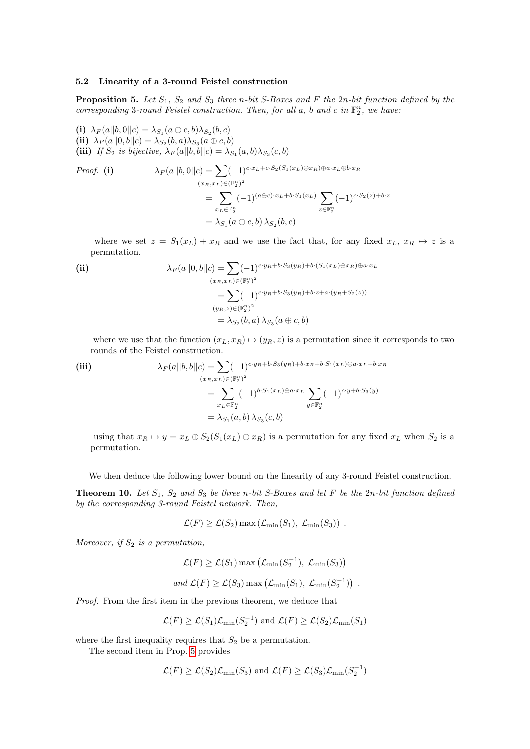### 5.2 Linearity of a 3-round Feistel construction

**Proposition 5.** *Let $S_1$, $S_2$ and $S_3$ three $n$-bit S-Boxes and $F$ the $2n$-bit function defined by the corresponding 3-round Feistel construction. Then, for all $a$, $b$ and $c$ in $\mathbb{F}_2^n$, we have:*

**(i)** $\lambda_F(a||b, 0||c) = \lambda_{S_1}(a \oplus c, b)\lambda_{S_2}(b, c)$
**(ii)** $\lambda_F(a||0, b||c) = \lambda_{S_2}(b, a)\lambda_{S_3}(a \oplus c, b)$
**(iii)** *If $S_2$ is bijective, $\lambda_F(a||b, b||c) = \lambda_{S_1}(a, b)\lambda_{S_3}(c, b)$*

*Proof.* **(i)**

$$\begin{aligned}
\lambda_F(a||b, 0||c) &= \sum_{(x_R, x_L) \in (\mathbb{F}_2^n)^2} (-1)^{c \cdot x_L + c \cdot S_2(S_1(x_L) \oplus x_R) \oplus a \cdot x_L \oplus b \cdot x_R} \\
&= \sum_{x_L \in \mathbb{F}_2^n} (-1)^{(a \oplus c) \cdot x_L + b \cdot S_1(x_L)} \sum_{z \in \mathbb{F}_2^n} (-1)^{c \cdot S_2(z) + b \cdot z} \\
&= \lambda_{S_1}(a \oplus c, b)\, \lambda_{S_2}(b, c)
\end{aligned}$$

where we set $z = S_1(x_L) + x_R$ and we use the fact that, for any fixed $x_L$, $x_R \mapsto z$ is a permutation.

**(ii)**

$$\begin{aligned}
\lambda_F(a||0, b||c) &= \sum_{(x_R, x_L) \in (\mathbb{F}_2^n)^2} (-1)^{c \cdot y_R + b \cdot S_3(y_R) + b \cdot (S_1(x_L) \oplus x_R) \oplus a \cdot x_L} \\
&= \sum_{(y_R, z) \in (\mathbb{F}_2^n)^2} (-1)^{c \cdot y_R + b \cdot S_3(y_R) + b \cdot z + a \cdot (y_R + S_2(z))} \\
&= \lambda_{S_2}(b, a)\, \lambda_{S_3}(a \oplus c, b)
\end{aligned}$$

where we use that the function $(x_L, x_R) \mapsto (y_R, z)$ is a permutation since it corresponds to two rounds of the Feistel construction.

**(iii)**

$$\begin{aligned}
\lambda_F(a||b, b||c) &= \sum_{(x_R, x_L) \in (\mathbb{F}_2^n)^2} (-1)^{c \cdot y_R + b \cdot S_3(y_R) + b \cdot x_R + b \cdot S_1(x_L) \oplus a \cdot x_L + b \cdot x_R} \\
&= \sum_{x_L \in \mathbb{F}_2^n} (-1)^{b \cdot S_1(x_L) \oplus a \cdot x_L} \sum_{y \in \mathbb{F}_2^n} (-1)^{c \cdot y + b \cdot S_3(y)} \\
&= \lambda_{S_1}(a, b)\, \lambda_{S_3}(c, b)
\end{aligned}$$

using that $x_R \mapsto y = x_L \oplus S_2(S_1(x_L) \oplus x_R)$ is a permutation for any fixed $x_L$ when $S_2$ is a permutation. □

We then deduce the following lower bound on the linearity of any 3-round Feistel construction.

**Theorem 10.** *Let $S_1$, $S_2$ and $S_3$ be three $n$-bit S-Boxes and let $F$ be the $2n$-bit function defined by the corresponding 3-round Feistel network. Then,*

$$\mathcal{L}(F) \geq \mathcal{L}(S_2) \max\left(\mathcal{L}_{\min}(S_1),\ \mathcal{L}_{\min}(S_3)\right) .$$

*Moreover, if $S_2$ is a permutation,*

$$\mathcal{L}(F) \geq \mathcal{L}(S_1) \max\left(\mathcal{L}_{\min}(S_2^{-1}),\ \mathcal{L}_{\min}(S_3)\right)$$

$$\text{and } \mathcal{L}(F) \geq \mathcal{L}(S_3) \max\left(\mathcal{L}_{\min}(S_1),\ \mathcal{L}_{\min}(S_2^{-1})\right) .$$

*Proof.* From the first item in the previous theorem, we deduce that

$$\mathcal{L}(F) \geq \mathcal{L}(S_1)\mathcal{L}_{\min}(S_2^{-1}) \text{ and } \mathcal{L}(F) \geq \mathcal{L}(S_2)\mathcal{L}_{\min}(S_1)$$

where the first inequality requires that $S_2$ be a permutation.

The second item in Prop. 5 provides

$$\mathcal{L}(F) \geq \mathcal{L}(S_2)\mathcal{L}_{\min}(S_3) \text{ and } \mathcal{L}(F) \geq \mathcal{L}(S_3)\mathcal{L}_{\min}(S_2^{-1})$$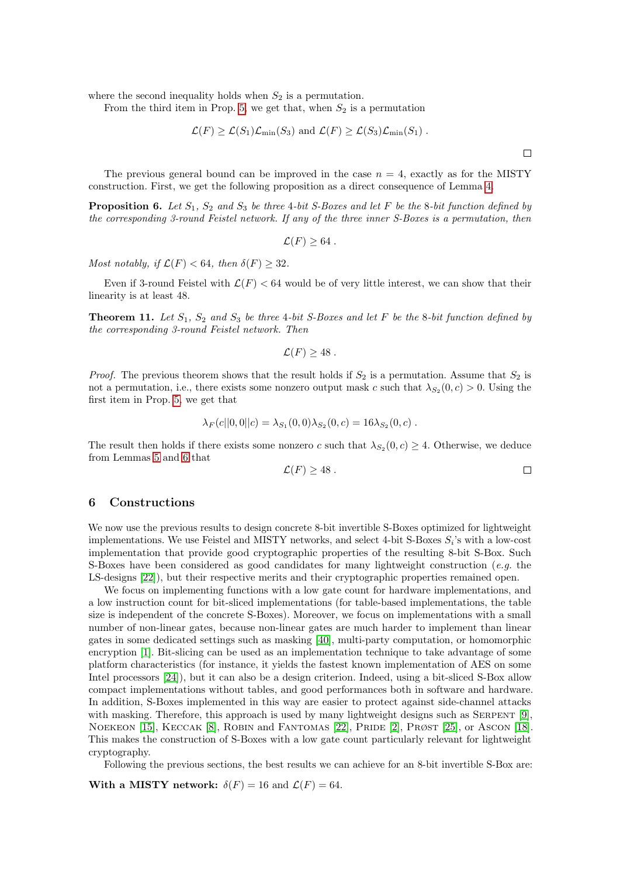where the second inequality holds when $S_2$ is a permutation.

From the third item in Prop. 5, we get that, when $S_2$ is a permutation

$$\mathcal{L}(F) \geq \mathcal{L}(S_1)\mathcal{L}_{\min}(S_3) \text{ and } \mathcal{L}(F) \geq \mathcal{L}(S_3)\mathcal{L}_{\min}(S_1) \; .$$

□

The previous general bound can be improved in the case $n = 4$, exactly as for the MISTY construction. First, we get the following proposition as a direct consequence of Lemma 4.

**Proposition 6.** *Let $S_1$, $S_2$ and $S_3$ be three 4-bit S-Boxes and let $F$ be the 8-bit function defined by the corresponding 3-round Feistel network. If any of the three inner S-Boxes is a permutation, then*

$$\mathcal{L}(F) \geq 64 \; .$$

*Most notably, if $\mathcal{L}(F) < 64$, then $\delta(F) \geq 32$.*

Even if 3-round Feistel with $\mathcal{L}(F) < 64$ would be of very little interest, we can show that their linearity is at least 48.

**Theorem 11.** *Let $S_1$, $S_2$ and $S_3$ be three 4-bit S-Boxes and let $F$ be the 8-bit function defined by the corresponding 3-round Feistel network. Then*

$$\mathcal{L}(F) \geq 48 \; .$$

*Proof.* The previous theorem shows that the result holds if $S_2$ is a permutation. Assume that $S_2$ is not a permutation, i.e., there exists some nonzero output mask $c$ such that $\lambda_{S_2}(0, c) > 0$. Using the first item in Prop. 5, we get that

$$\lambda_F(c||0, 0||c) = \lambda_{S_1}(0, 0)\lambda_{S_2}(0, c) = 16\lambda_{S_2}(0, c) \; .$$

The result then holds if there exists some nonzero $c$ such that $\lambda_{S_2}(0, c) \geq 4$. Otherwise, we deduce from Lemmas 5 and 6 that

$$\mathcal{L}(F) \geq 48 \; .$$

□

## 6 Constructions

We now use the previous results to design concrete 8-bit invertible S-Boxes optimized for lightweight implementations. We use Feistel and MISTY networks, and select 4-bit S-Boxes $S_i$'s with a low-cost implementation that provide good cryptographic properties of the resulting 8-bit S-Box. Such S-Boxes have been considered as good candidates for many lightweight construction (*e.g.* the LS-designs [22]), but their respective merits and their cryptographic properties remained open.

We focus on implementing functions with a low gate count for hardware implementations, and a low instruction count for bit-sliced implementations (for table-based implementations, the table size is independent of the concrete S-Boxes). Moreover, we focus on implementations with a small number of non-linear gates, because non-linear gates are much harder to implement than linear gates in some dedicated settings such as masking [40], multi-party computation, or homomorphic encryption [1]. Bit-slicing can be used as an implementation technique to take advantage of some platform characteristics (for instance, it yields the fastest known implementation of AES on some Intel processors [24]), but it can also be a design criterion. Indeed, using a bit-sliced S-Box allow compact implementations without tables, and good performances both in software and hardware. In addition, S-Boxes implemented in this way are easier to protect against side-channel attacks with masking. Therefore, this approach is used by many lightweight designs such as Serpent [9], Noekeon [15], Keccak [8], Robin and Fantomas [22], Pride [2], Prøst [25], or Ascon [18]. This makes the construction of S-Boxes with a low gate count particularly relevant for lightweight cryptography.

Following the previous sections, the best results we can achieve for an 8-bit invertible S-Box are:

**With a MISTY network:** $\delta(F) = 16$ and $\mathcal{L}(F) = 64$.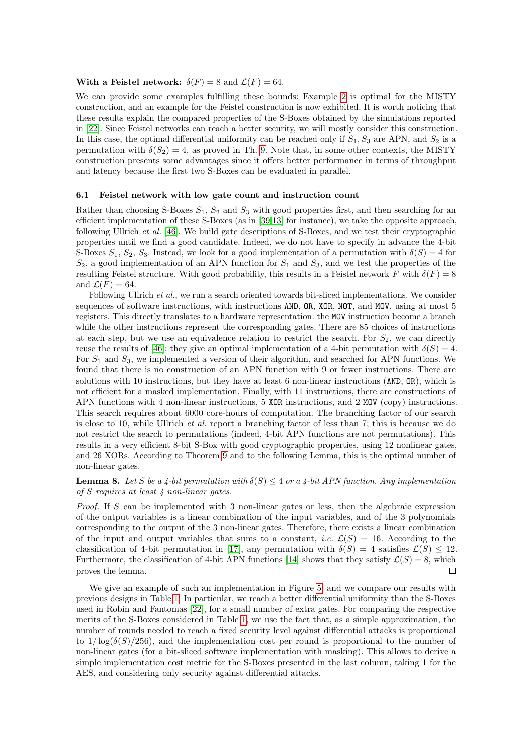**With a Feistel network:** $\delta(F) = 8$ and $\mathcal{L}(F) = 64$.

We can provide some examples fulfilling these bounds: Example 2 is optimal for the MISTY construction, and an example for the Feistel construction is now exhibited. It is worth noticing that these results explain the compared properties of the S-Boxes obtained by the simulations reported in [22]. Since Feistel networks can reach a better security, we will mostly consider this construction. In this case, the optimal differential uniformity can be reached only if $S_1, S_3$ are APN, and $S_2$ is a permutation with $\delta(S_2) = 4$, as proved in Th. 9. Note that, in some other contexts, the MISTY construction presents some advantages since it offers better performance in terms of throughput and latency because the first two S-Boxes can be evaluated in parallel.

### 6.1 Feistel network with low gate count and instruction count

Rather than choosing S-Boxes $S_1$, $S_2$ and $S_3$ with good properties first, and then searching for an efficient implementation of these S-Boxes (as in [39,13] for instance), we take the opposite approach, following Ullrich *et al.* [46]. We build gate descriptions of S-Boxes, and we test their cryptographic properties until we find a good candidate. Indeed, we do not have to specify in advance the 4-bit S-Boxes $S_1$, $S_2$, $S_3$. Instead, we look for a good implementation of a permutation with $\delta(S) = 4$ for $S_2$, a good implementation of an APN function for $S_1$ and $S_3$, and we test the properties of the resulting Feistel structure. With good probability, this results in a Feistel network $F$ with $\delta(F) = 8$ and $\mathcal{L}(F) = 64$.

Following Ullrich *et al.*, we run a search oriented towards bit-sliced implementations. We consider sequences of software instructions, with instructions `AND`, `OR`, `XOR`, `NOT`, and `MOV`, using at most 5 registers. This directly translates to a hardware representation: the `MOV` instruction become a branch while the other instructions represent the corresponding gates. There are 85 choices of instructions at each step, but we use an equivalence relation to restrict the search. For $S_2$, we can directly reuse the results of [46]: they give an optimal implementation of a 4-bit permutation with $\delta(S) = 4$. For $S_1$ and $S_3$, we implemented a version of their algorithm, and searched for APN functions. We found that there is no construction of an APN function with 9 or fewer instructions. There are solutions with 10 instructions, but they have at least 6 non-linear instructions (`AND`, `OR`), which is not efficient for a masked implementation. Finally, with 11 instructions, there are constructions of APN functions with 4 non-linear instructions, 5 `XOR` instructions, and 2 `MOV` (copy) instructions. This search requires about 6000 core-hours of computation. The branching factor of our search is close to 10, while Ullrich *et al.* report a branching factor of less than 7; this is because we do not restrict the search to permutations (indeed, 4-bit APN functions are not permutations). This results in a very efficient 8-bit S-Box with good cryptographic properties, using 12 nonlinear gates, and 26 XORs. According to Theorem 9 and to the following Lemma, this is the optimal number of non-linear gates.

**Lemma 8.** *Let $S$ be a 4-bit permutation with $\delta(S) \leq 4$ or a 4-bit APN function. Any implementation of $S$ requires at least 4 non-linear gates.*

*Proof.* If $S$ can be implemented with 3 non-linear gates or less, then the algebraic expression of the output variables is a linear combination of the input variables, and of the 3 polynomials corresponding to the output of the 3 non-linear gates. Therefore, there exists a linear combination of the input and output variables that sums to a constant, *i.e.* $\mathcal{L}(S) = 16$. According to the classification of 4-bit permutation in [17], any permutation with $\delta(S) = 4$ satisfies $\mathcal{L}(S) \leq 12$. Furthermore, the classification of 4-bit APN functions [14] shows that they satisfy $\mathcal{L}(S) = 8$, which proves the lemma. □

We give an example of such an implementation in Figure 5, and we compare our results with previous designs in Table 1. In particular, we reach a better differential uniformity than the S-Boxes used in Robin and Fantomas [22], for a small number of extra gates. For comparing the respective merits of the S-Boxes considered in Table 1, we use the fact that, as a simple approximation, the number of rounds needed to reach a fixed security level against differential attacks is proportional to $1/\log(\delta(S)/256)$, and the implementation cost per round is proportional to the number of non-linear gates (for a bit-sliced software implementation with masking). This allows to derive a simple implementation cost metric for the S-Boxes presented in the last column, taking 1 for the AES, and considering only security against differential attacks.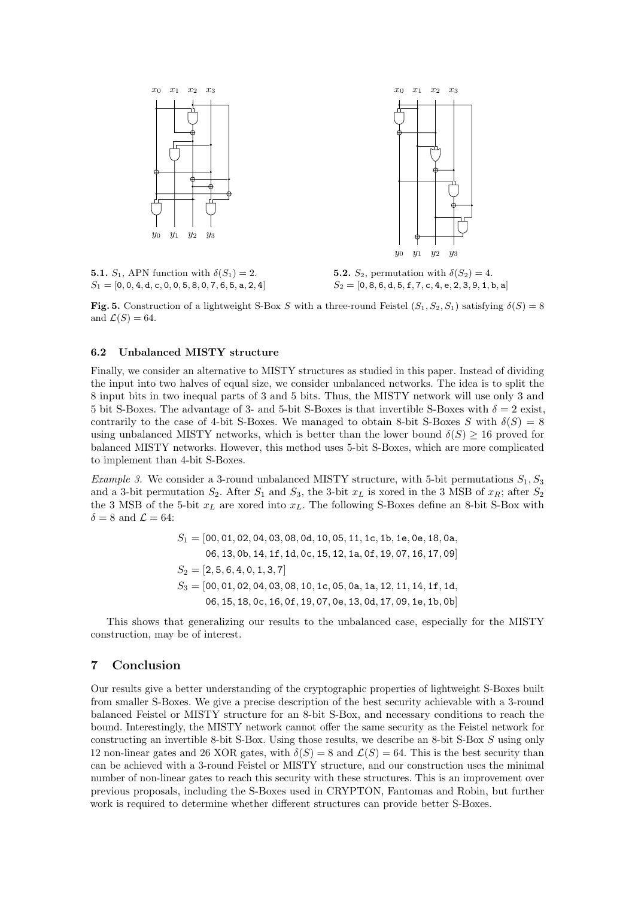**5.1.** $S_1$, APN function with $\delta(S_1) = 2$.
$S_1 = [0, 0, 4, d, c, 0, 0, 5, 8, 0, 7, 6, 5, a, 2, 4]$

**5.2.** $S_2$, permutation with $\delta(S_2) = 4$.
$S_2 = [0, 8, 6, d, 5, f, 7, c, 4, e, 2, 3, 9, 1, b, a]$

**Fig. 5.** Construction of a lightweight S-Box $S$ with a three-round Feistel $(S_1, S_2, S_1)$ satisfying $\delta(S) = 8$ and $\mathcal{L}(S) = 64$.

### 6.2 Unbalanced MISTY structure

Finally, we consider an alternative to MISTY structures as studied in this paper. Instead of dividing the input into two halves of equal size, we consider unbalanced networks. The idea is to split the 8 input bits in two inequal parts of 3 and 5 bits. Thus, the MISTY network will use only 3 and 5 bit S-Boxes. The advantage of 3- and 5-bit S-Boxes is that invertible S-Boxes with $\delta = 2$ exist, contrarily to the case of 4-bit S-Boxes. We managed to obtain 8-bit S-Boxes $S$ with $\delta(S) = 8$ using unbalanced MISTY networks, which is better than the lower bound $\delta(S) \geq 16$ proved for balanced MISTY networks. However, this method uses 5-bit S-Boxes, which are more complicated to implement than 4-bit S-Boxes.

*Example 3.* We consider a 3-round unbalanced MISTY structure, with 5-bit permutations $S_1, S_3$ and a 3-bit permutation $S_2$. After $S_1$ and $S_3$, the 3-bit $x_L$ is xored in the 3 MSB of $x_R$; after $S_2$ the 3 MSB of the 5-bit $x_L$ are xored into $x_L$. The following S-Boxes define an 8-bit S-Box with $\delta = 8$ and $\mathcal{L} = 64$:

$$
\begin{aligned}
S_1 = [&00, 01, 02, 04, 03, 08, 0d, 10, 05, 11, 1c, 1b, 1e, 0e, 18, 0a,\\
&06, 13, 0b, 14, 1f, 1d, 0c, 15, 12, 1a, 0f, 19, 07, 16, 17, 09]\\
S_2 = [&2, 5, 6, 4, 0, 1, 3, 7]\\
S_3 = [&00, 01, 02, 04, 03, 08, 10, 1c, 05, 0a, 1a, 12, 11, 14, 1f, 1d,\\
&06, 15, 18, 0c, 16, 0f, 19, 07, 0e, 13, 0d, 17, 09, 1e, 1b, 0b]
\end{aligned}
$$

This shows that generalizing our results to the unbalanced case, especially for the MISTY construction, may be of interest.

## 7 Conclusion

Our results give a better understanding of the cryptographic properties of lightweight S-Boxes built from smaller S-Boxes. We give a precise description of the best security achievable with a 3-round balanced Feistel or MISTY structure for an 8-bit S-Box, and necessary conditions to reach the bound. Interestingly, the MISTY network cannot offer the same security as the Feistel network for constructing an invertible 8-bit S-Box. Using those results, we describe an 8-bit S-Box $S$ using only 12 non-linear gates and 26 XOR gates, with $\delta(S) = 8$ and $\mathcal{L}(S) = 64$. This is the best security than can be achieved with a 3-round Feistel or MISTY structure, and our construction uses the minimal number of non-linear gates to reach this security with these structures. This is an improvement over previous proposals, including the S-Boxes used in CRYPTON, Fantomas and Robin, but further work is required to determine whether different structures can provide better S-Boxes.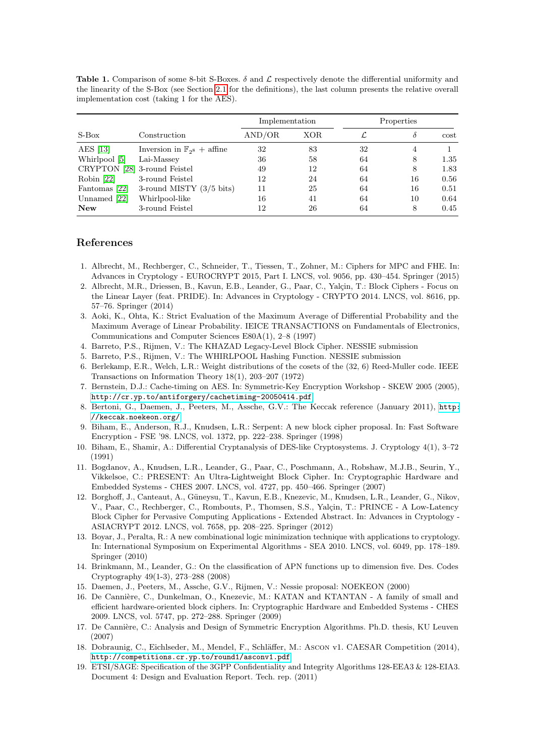**Table 1.** Comparison of some 8-bit S-Boxes. $\delta$ and $\mathcal{L}$ respectively denote the differential uniformity and the linearity of the S-Box (see Section 2.1 for the definitions), the last column presents the relative overall implementation cost (taking 1 for the AES).

| S-Box | Construction | Implementation | | Properties | | |
|---|---|---|---|---|---|---|
| | | AND/OR | XOR | $\mathcal{L}$ | $\delta$ | cost |
| AES [13] | Inversion in $\mathbb{F}_{2^8}$ + affine | 32 | 83 | 32 | 4 | 1 |
| Whirlpool [5] | Lai-Massey | 36 | 58 | 64 | 8 | 1.35 |
| CRYPTON [28] | 3-round Feistel | 49 | 12 | 64 | 8 | 1.83 |
| Robin [22] | 3-round Feistel | 12 | 24 | 64 | 16 | 0.56 |
| Fantomas [22] | 3-round MISTY (3/5 bits) | 11 | 25 | 64 | 16 | 0.51 |
| Unnamed [22] | Whirlpool-like | 16 | 41 | 64 | 10 | 0.64 |
| **New** | 3-round Feistel | 12 | 26 | 64 | 8 | 0.45 |

## References

1. Albrecht, M., Rechberger, C., Schneider, T., Tiessen, T., Zohner, M.: Ciphers for MPC and FHE. In: Advances in Cryptology - EUROCRYPT 2015, Part I. LNCS, vol. 9056, pp. 430–454. Springer (2015)
2. Albrecht, M.R., Driessen, B., Kavun, E.B., Leander, G., Paar, C., Yalçin, T.: Block Ciphers - Focus on the Linear Layer (feat. PRIDE). In: Advances in Cryptology - CRYPTO 2014. LNCS, vol. 8616, pp. 57–76. Springer (2014)
3. Aoki, K., Ohta, K.: Strict Evaluation of the Maximum Average of Differential Probability and the Maximum Average of Linear Probability. IEICE TRANSACTIONS on Fundamentals of Electronics, Communications and Computer Sciences E80A(1), 2–8 (1997)
4. Barreto, P.S., Rijmen, V.: The KHAZAD Legacy-Level Block Cipher. NESSIE submission
5. Barreto, P.S., Rijmen, V.: The WHIRLPOOL Hashing Function. NESSIE submission
6. Berlekamp, E.R., Welch, L.R.: Weight distributions of the cosets of the (32, 6) Reed-Muller code. IEEE Transactions on Information Theory 18(1), 203–207 (1972)
7. Bernstein, D.J.: Cache-timing on AES. In: Symmetric-Key Encryption Workshop - SKEW 2005 (2005), http://cr.yp.to/antiforgery/cachetiming-20050414.pdf
8. Bertoni, G., Daemen, J., Peeters, M., Assche, G.V.: The Keccak reference (January 2011), http://keccak.noekeon.org/
9. Biham, E., Anderson, R.J., Knudsen, L.R.: Serpent: A new block cipher proposal. In: Fast Software Encryption - FSE '98. LNCS, vol. 1372, pp. 222–238. Springer (1998)
10. Biham, E., Shamir, A.: Differential Cryptanalysis of DES-like Cryptosystems. J. Cryptology 4(1), 3–72 (1991)
11. Bogdanov, A., Knudsen, L.R., Leander, G., Paar, C., Poschmann, A., Robshaw, M.J.B., Seurin, Y., Vikkelsoe, C.: PRESENT: An Ultra-Lightweight Block Cipher. In: Cryptographic Hardware and Embedded Systems - CHES 2007. LNCS, vol. 4727, pp. 450–466. Springer (2007)
12. Borghoff, J., Canteaut, A., Güneysu, T., Kavun, E.B., Knezevic, M., Knudsen, L.R., Leander, G., Nikov, V., Paar, C., Rechberger, C., Rombouts, P., Thomsen, S.S., Yalçin, T.: PRINCE - A Low-Latency Block Cipher for Pervasive Computing Applications - Extended Abstract. In: Advances in Cryptology - ASIACRYPT 2012. LNCS, vol. 7658, pp. 208–225. Springer (2012)
13. Boyar, J., Peralta, R.: A new combinational logic minimization technique with applications to cryptology. In: International Symposium on Experimental Algorithms - SEA 2010. LNCS, vol. 6049, pp. 178–189. Springer (2010)
14. Brinkmann, M., Leander, G.: On the classification of APN functions up to dimension five. Des. Codes Cryptography 49(1-3), 273–288 (2008)
15. Daemen, J., Peeters, M., Assche, G.V., Rijmen, V.: Nessie proposal: NOEKEON (2000)
16. De Cannière, C., Dunkelman, O., Knezevic, M.: KATAN and KTANTAN - A family of small and efficient hardware-oriented block ciphers. In: Cryptographic Hardware and Embedded Systems - CHES 2009. LNCS, vol. 5747, pp. 272–288. Springer (2009)
17. De Cannière, C.: Analysis and Design of Symmetric Encryption Algorithms. Ph.D. thesis, KU Leuven (2007)
18. Dobraunig, C., Eichlseder, M., Mendel, F., Schläffer, M.: Ascon v1. CAESAR Competition (2014), http://competitions.cr.yp.to/round1/asconv1.pdf
19. ETSI/SAGE: Specification of the 3GPP Confidentiality and Integrity Algorithms 128-EEA3 & 128-EIA3. Document 4: Design and Evaluation Report. Tech. rep. (2011)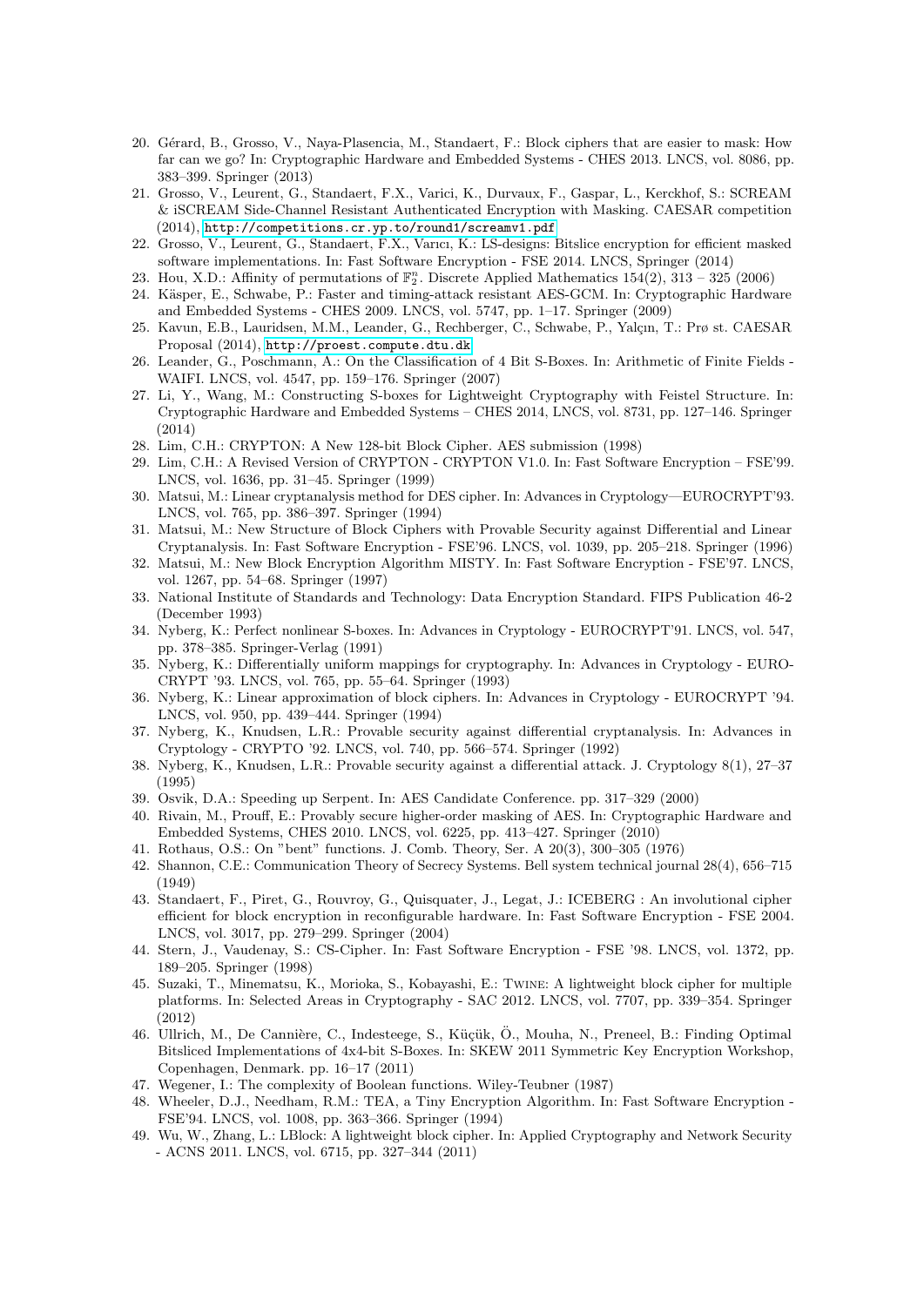20. Gérard, B., Grosso, V., Naya-Plasencia, M., Standaert, F.: Block ciphers that are easier to mask: How far can we go? In: Cryptographic Hardware and Embedded Systems - CHES 2013. LNCS, vol. 8086, pp. 383–399. Springer (2013)
21. Grosso, V., Leurent, G., Standaert, F.X., Varici, K., Durvaux, F., Gaspar, L., Kerckhof, S.: SCREAM & iSCREAM Side-Channel Resistant Authenticated Encryption with Masking. CAESAR competition (2014), http://competitions.cr.yp.to/round1/screamv1.pdf
22. Grosso, V., Leurent, G., Standaert, F.X., Varıcı, K.: LS-designs: Bitslice encryption for efficient masked software implementations. In: Fast Software Encryption - FSE 2014. LNCS, Springer (2014)
23. Hou, X.D.: Affinity of permutations of $\mathbb{F}_2^n$. Discrete Applied Mathematics 154(2), 313 – 325 (2006)
24. Käsper, E., Schwabe, P.: Faster and timing-attack resistant AES-GCM. In: Cryptographic Hardware and Embedded Systems - CHES 2009. LNCS, vol. 5747, pp. 1–17. Springer (2009)
25. Kavun, E.B., Lauridsen, M.M., Leander, G., Rechberger, C., Schwabe, P., Yalçın, T.: Prø st. CAESAR Proposal (2014), http://proest.compute.dtu.dk
26. Leander, G., Poschmann, A.: On the Classification of 4 Bit S-Boxes. In: Arithmetic of Finite Fields - WAIFI. LNCS, vol. 4547, pp. 159–176. Springer (2007)
27. Li, Y., Wang, M.: Constructing S-boxes for Lightweight Cryptography with Feistel Structure. In: Cryptographic Hardware and Embedded Systems – CHES 2014, LNCS, vol. 8731, pp. 127–146. Springer (2014)
28. Lim, C.H.: CRYPTON: A New 128-bit Block Cipher. AES submission (1998)
29. Lim, C.H.: A Revised Version of CRYPTON - CRYPTON V1.0. In: Fast Software Encryption – FSE'99. LNCS, vol. 1636, pp. 31–45. Springer (1999)
30. Matsui, M.: Linear cryptanalysis method for DES cipher. In: Advances in Cryptology—EUROCRYPT'93. LNCS, vol. 765, pp. 386–397. Springer (1994)
31. Matsui, M.: New Structure of Block Ciphers with Provable Security against Differential and Linear Cryptanalysis. In: Fast Software Encryption - FSE'96. LNCS, vol. 1039, pp. 205–218. Springer (1996)
32. Matsui, M.: New Block Encryption Algorithm MISTY. In: Fast Software Encryption - FSE'97. LNCS, vol. 1267, pp. 54–68. Springer (1997)
33. National Institute of Standards and Technology: Data Encryption Standard. FIPS Publication 46-2 (December 1993)
34. Nyberg, K.: Perfect nonlinear S-boxes. In: Advances in Cryptology - EUROCRYPT'91. LNCS, vol. 547, pp. 378–385. Springer-Verlag (1991)
35. Nyberg, K.: Differentially uniform mappings for cryptography. In: Advances in Cryptology - EUROCRYPT '93. LNCS, vol. 765, pp. 55–64. Springer (1993)
36. Nyberg, K.: Linear approximation of block ciphers. In: Advances in Cryptology - EUROCRYPT '94. LNCS, vol. 950, pp. 439–444. Springer (1994)
37. Nyberg, K., Knudsen, L.R.: Provable security against differential cryptanalysis. In: Advances in Cryptology - CRYPTO '92. LNCS, vol. 740, pp. 566–574. Springer (1992)
38. Nyberg, K., Knudsen, L.R.: Provable security against a differential attack. J. Cryptology 8(1), 27–37 (1995)
39. Osvik, D.A.: Speeding up Serpent. In: AES Candidate Conference. pp. 317–329 (2000)
40. Rivain, M., Prouff, E.: Provably secure higher-order masking of AES. In: Cryptographic Hardware and Embedded Systems, CHES 2010. LNCS, vol. 6225, pp. 413–427. Springer (2010)
41. Rothaus, O.S.: On "bent" functions. J. Comb. Theory, Ser. A 20(3), 300–305 (1976)
42. Shannon, C.E.: Communication Theory of Secrecy Systems. Bell system technical journal 28(4), 656–715 (1949)
43. Standaert, F., Piret, G., Rouvroy, G., Quisquater, J., Legat, J.: ICEBERG : An involutional cipher efficient for block encryption in reconfigurable hardware. In: Fast Software Encryption - FSE 2004. LNCS, vol. 3017, pp. 279–299. Springer (2004)
44. Stern, J., Vaudenay, S.: CS-Cipher. In: Fast Software Encryption - FSE '98. LNCS, vol. 1372, pp. 189–205. Springer (1998)
45. Suzaki, T., Minematsu, K., Morioka, S., Kobayashi, E.: Twine: A lightweight block cipher for multiple platforms. In: Selected Areas in Cryptography - SAC 2012. LNCS, vol. 7707, pp. 339–354. Springer (2012)
46. Ullrich, M., De Cannière, C., Indesteege, S., Küçük, Ö., Mouha, N., Preneel, B.: Finding Optimal Bitsliced Implementations of 4x4-bit S-Boxes. In: SKEW 2011 Symmetric Key Encryption Workshop, Copenhagen, Denmark. pp. 16–17 (2011)
47. Wegener, I.: The complexity of Boolean functions. Wiley-Teubner (1987)
48. Wheeler, D.J., Needham, R.M.: TEA, a Tiny Encryption Algorithm. In: Fast Software Encryption - FSE'94. LNCS, vol. 1008, pp. 363–366. Springer (1994)
49. Wu, W., Zhang, L.: LBlock: A lightweight block cipher. In: Applied Cryptography and Network Security - ACNS 2011. LNCS, vol. 6715, pp. 327–344 (2011)